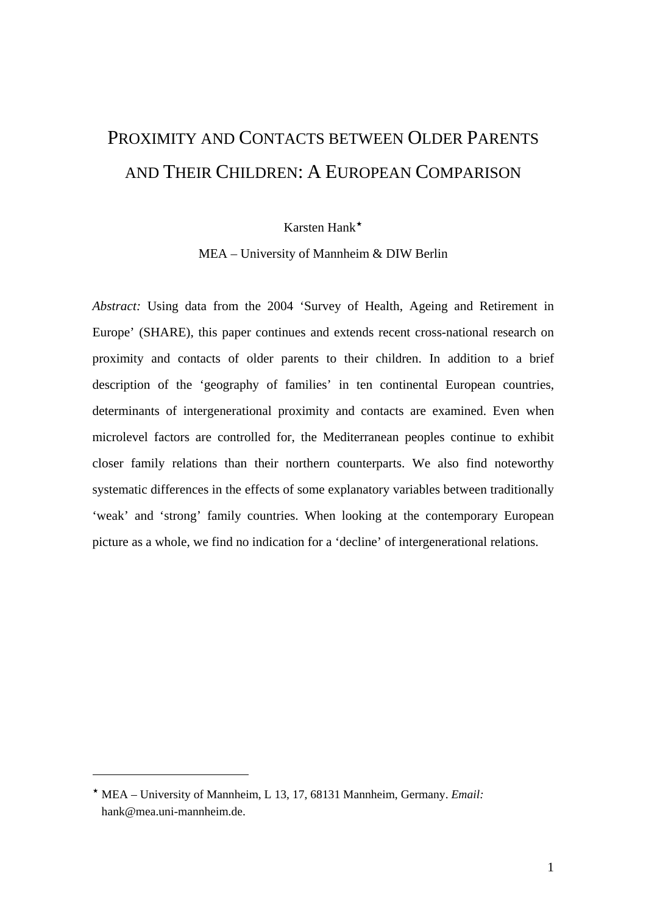# Proximity and Contacts between Older Parents and Their Children: A European Comparison

Karsten Hank[*]

MEA – University of Mannheim & DIW Berlin

*Abstract:* Using data from the 2004 'Survey of Health, Ageing and Retirement in Europe' (SHARE), this paper continues and extends recent cross-national research on proximity and contacts of older parents to their children. In addition to a brief description of the 'geography of families' in ten continental European countries, determinants of intergenerational proximity and contacts are examined. Even when microlevel factors are controlled for, the Mediterranean peoples continue to exhibit closer family relations than their northern counterparts. We also find noteworthy systematic differences in the effects of some explanatory variables between traditionally 'weak' and 'strong' family countries. When looking at the contemporary European picture as a whole, we find no indication for a 'decline' of intergenerational relations.

---

[*] MEA – University of Mannheim, L 13, 17, 68131 Mannheim, Germany. *Email:* hank@mea.uni-mannheim.de.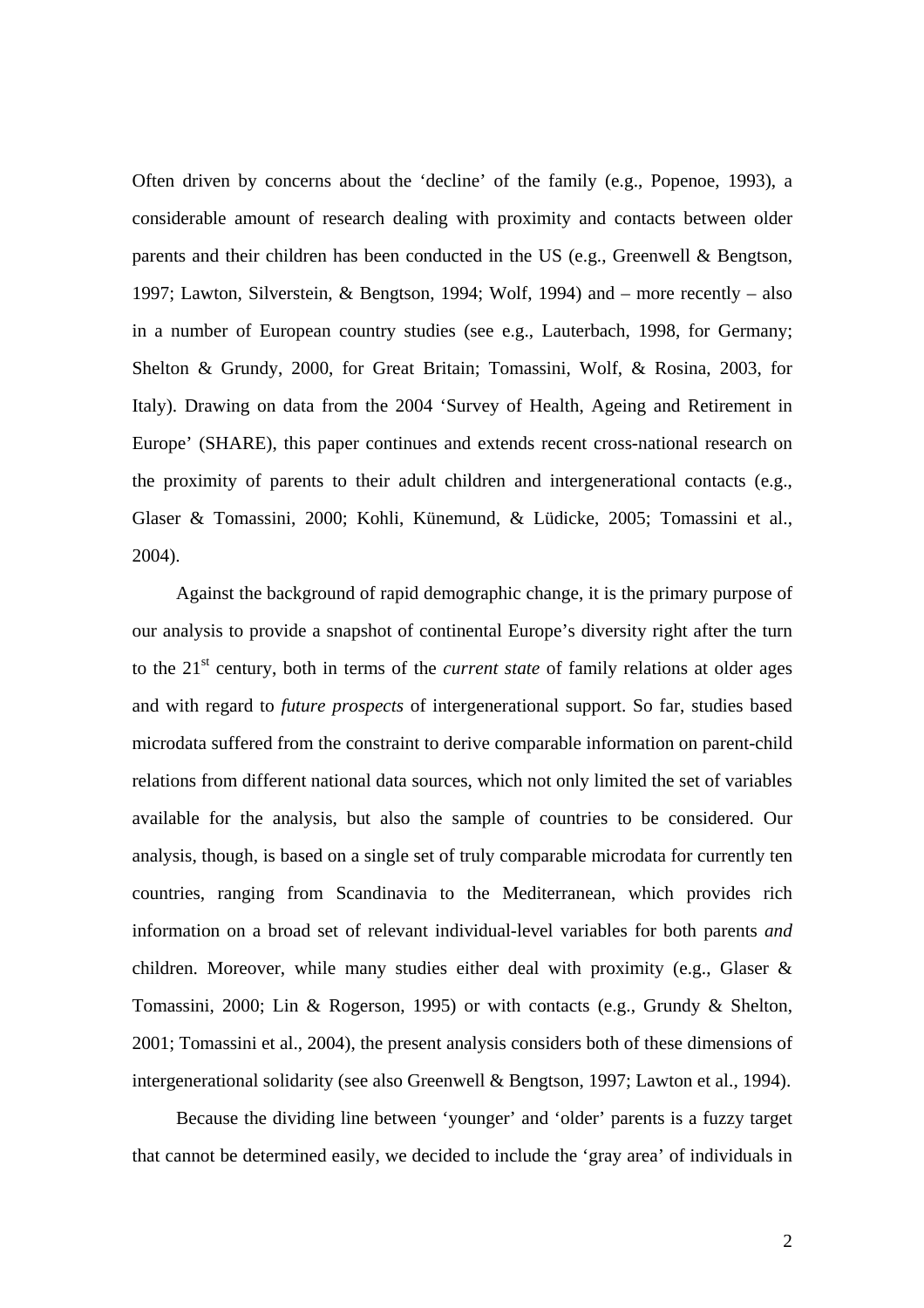Often driven by concerns about the 'decline' of the family (e.g., Popenoe, 1993), a considerable amount of research dealing with proximity and contacts between older parents and their children has been conducted in the US (e.g., Greenwell & Bengtson, 1997; Lawton, Silverstein, & Bengtson, 1994; Wolf, 1994) and – more recently – also in a number of European country studies (see e.g., Lauterbach, 1998, for Germany; Shelton & Grundy, 2000, for Great Britain; Tomassini, Wolf, & Rosina, 2003, for Italy). Drawing on data from the 2004 'Survey of Health, Ageing and Retirement in Europe' (SHARE), this paper continues and extends recent cross-national research on the proximity of parents to their adult children and intergenerational contacts (e.g., Glaser & Tomassini, 2000; Kohli, Künemund, & Lüdicke, 2005; Tomassini et al., 2004).

Against the background of rapid demographic change, it is the primary purpose of our analysis to provide a snapshot of continental Europe's diversity right after the turn to the 21st century, both in terms of the *current state* of family relations at older ages and with regard to *future prospects* of intergenerational support. So far, studies based microdata suffered from the constraint to derive comparable information on parent-child relations from different national data sources, which not only limited the set of variables available for the analysis, but also the sample of countries to be considered. Our analysis, though, is based on a single set of truly comparable microdata for currently ten countries, ranging from Scandinavia to the Mediterranean, which provides rich information on a broad set of relevant individual-level variables for both parents *and* children. Moreover, while many studies either deal with proximity (e.g., Glaser & Tomassini, 2000; Lin & Rogerson, 1995) or with contacts (e.g., Grundy & Shelton, 2001; Tomassini et al., 2004), the present analysis considers both of these dimensions of intergenerational solidarity (see also Greenwell & Bengtson, 1997; Lawton et al., 1994).

Because the dividing line between 'younger' and 'older' parents is a fuzzy target that cannot be determined easily, we decided to include the 'gray area' of individuals in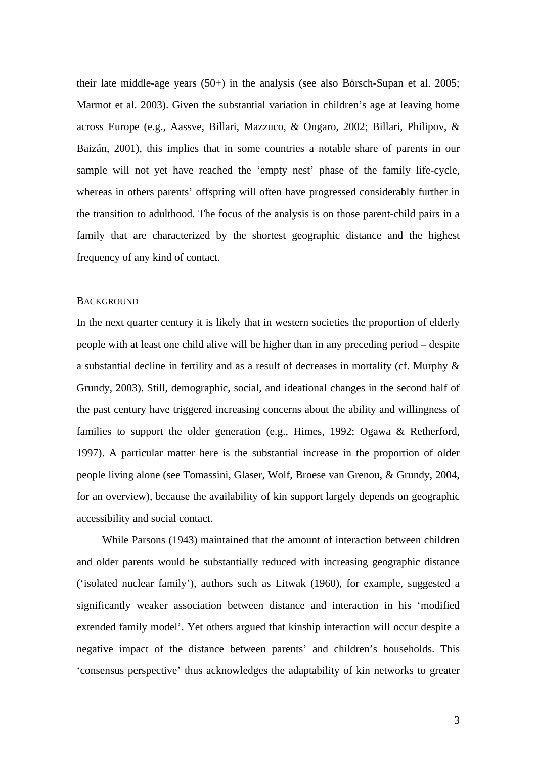their late middle-age years (50+) in the analysis (see also Börsch-Supan et al. 2005; Marmot et al. 2003). Given the substantial variation in children's age at leaving home across Europe (e.g., Aassve, Billari, Mazzuco, & Ongaro, 2002; Billari, Philipov, & Baizán, 2001), this implies that in some countries a notable share of parents in our sample will not yet have reached the 'empty nest' phase of the family life-cycle, whereas in others parents' offspring will often have progressed considerably further in the transition to adulthood. The focus of the analysis is on those parent-child pairs in a family that are characterized by the shortest geographic distance and the highest frequency of any kind of contact.

## BACKGROUND

In the next quarter century it is likely that in western societies the proportion of elderly people with at least one child alive will be higher than in any preceding period – despite a substantial decline in fertility and as a result of decreases in mortality (cf. Murphy & Grundy, 2003). Still, demographic, social, and ideational changes in the second half of the past century have triggered increasing concerns about the ability and willingness of families to support the older generation (e.g., Himes, 1992; Ogawa & Retherford, 1997). A particular matter here is the substantial increase in the proportion of older people living alone (see Tomassini, Glaser, Wolf, Broese van Grenou, & Grundy, 2004, for an overview), because the availability of kin support largely depends on geographic accessibility and social contact.

While Parsons (1943) maintained that the amount of interaction between children and older parents would be substantially reduced with increasing geographic distance ('isolated nuclear family'), authors such as Litwak (1960), for example, suggested a significantly weaker association between distance and interaction in his 'modified extended family model'. Yet others argued that kinship interaction will occur despite a negative impact of the distance between parents' and children's households. This 'consensus perspective' thus acknowledges the adaptability of kin networks to greater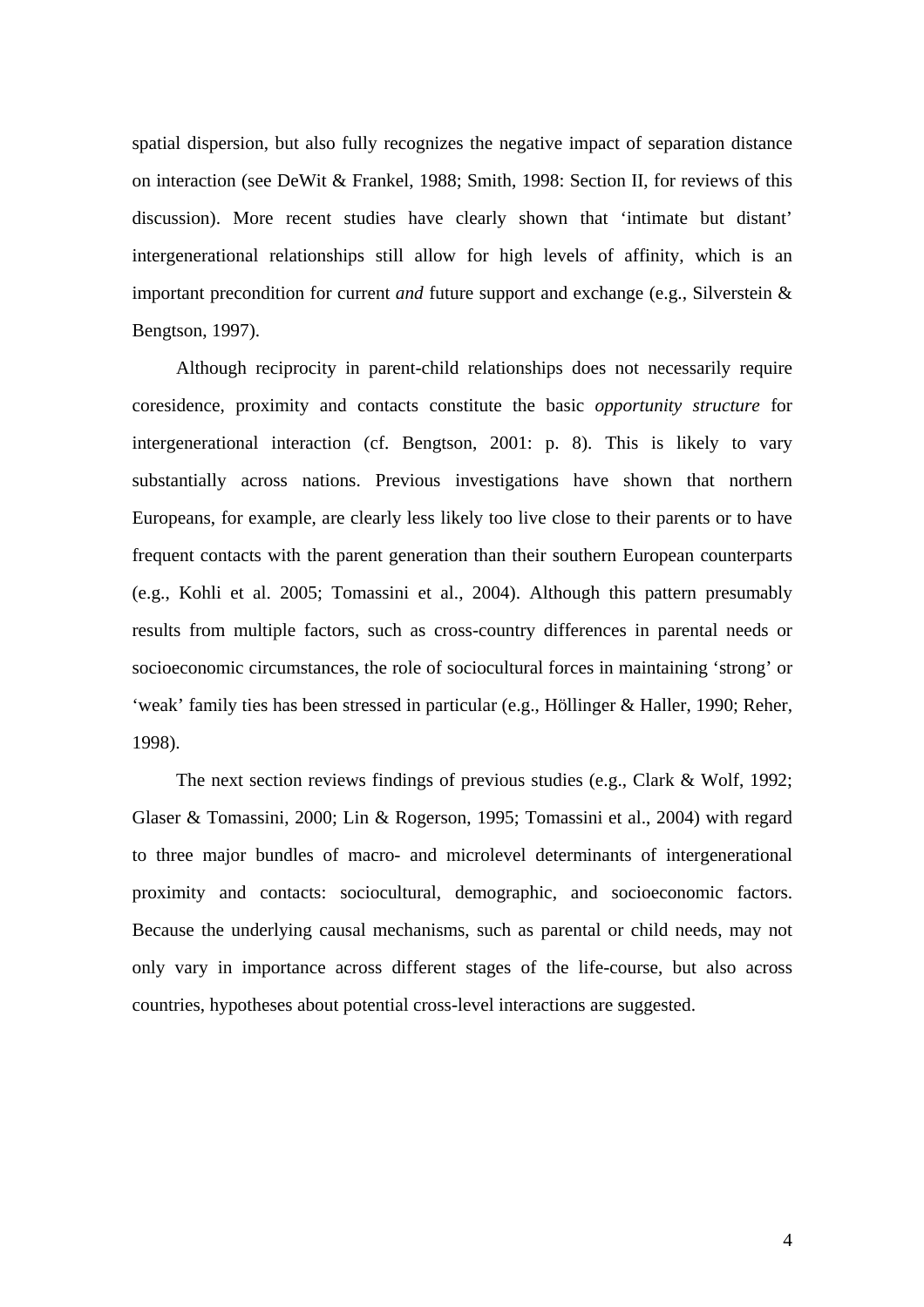spatial dispersion, but also fully recognizes the negative impact of separation distance on interaction (see DeWit & Frankel, 1988; Smith, 1998: Section II, for reviews of this discussion). More recent studies have clearly shown that 'intimate but distant' intergenerational relationships still allow for high levels of affinity, which is an important precondition for current *and* future support and exchange (e.g., Silverstein & Bengtson, 1997).

Although reciprocity in parent-child relationships does not necessarily require coresidence, proximity and contacts constitute the basic *opportunity structure* for intergenerational interaction (cf. Bengtson, 2001: p. 8). This is likely to vary substantially across nations. Previous investigations have shown that northern Europeans, for example, are clearly less likely too live close to their parents or to have frequent contacts with the parent generation than their southern European counterparts (e.g., Kohli et al. 2005; Tomassini et al., 2004). Although this pattern presumably results from multiple factors, such as cross-country differences in parental needs or socioeconomic circumstances, the role of sociocultural forces in maintaining 'strong' or 'weak' family ties has been stressed in particular (e.g., Höllinger & Haller, 1990; Reher, 1998).

The next section reviews findings of previous studies (e.g., Clark & Wolf, 1992; Glaser & Tomassini, 2000; Lin & Rogerson, 1995; Tomassini et al., 2004) with regard to three major bundles of macro- and microlevel determinants of intergenerational proximity and contacts: sociocultural, demographic, and socioeconomic factors. Because the underlying causal mechanisms, such as parental or child needs, may not only vary in importance across different stages of the life-course, but also across countries, hypotheses about potential cross-level interactions are suggested.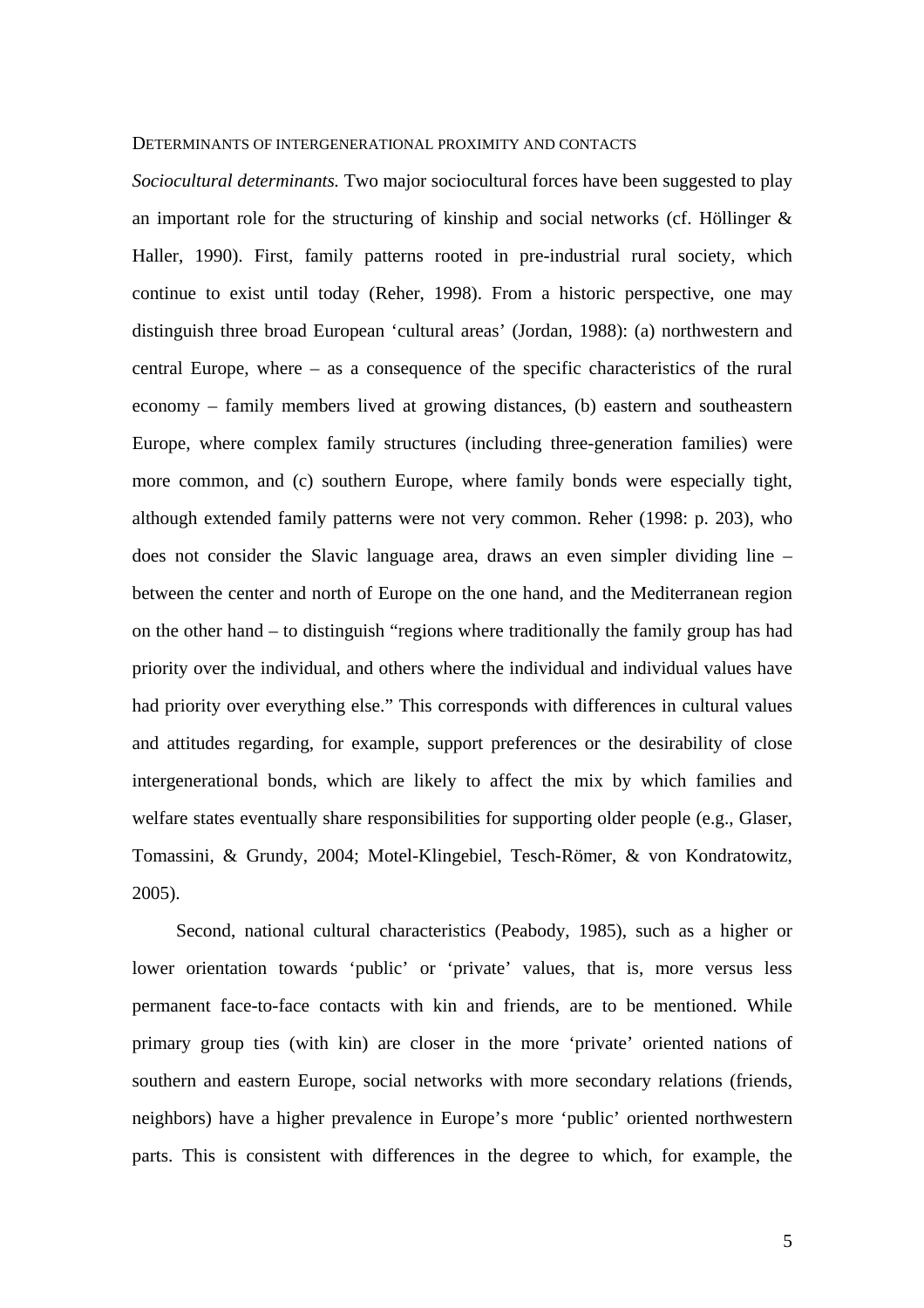## DETERMINANTS OF INTERGENERATIONAL PROXIMITY AND CONTACTS

*Sociocultural determinants.* Two major sociocultural forces have been suggested to play an important role for the structuring of kinship and social networks (cf. Höllinger & Haller, 1990). First, family patterns rooted in pre-industrial rural society, which continue to exist until today (Reher, 1998). From a historic perspective, one may distinguish three broad European 'cultural areas' (Jordan, 1988): (a) northwestern and central Europe, where – as a consequence of the specific characteristics of the rural economy – family members lived at growing distances, (b) eastern and southeastern Europe, where complex family structures (including three-generation families) were more common, and (c) southern Europe, where family bonds were especially tight, although extended family patterns were not very common. Reher (1998: p. 203), who does not consider the Slavic language area, draws an even simpler dividing line – between the center and north of Europe on the one hand, and the Mediterranean region on the other hand – to distinguish "regions where traditionally the family group has had priority over the individual, and others where the individual and individual values have had priority over everything else." This corresponds with differences in cultural values and attitudes regarding, for example, support preferences or the desirability of close intergenerational bonds, which are likely to affect the mix by which families and welfare states eventually share responsibilities for supporting older people (e.g., Glaser, Tomassini, & Grundy, 2004; Motel-Klingebiel, Tesch-Römer, & von Kondratowitz, 2005).

Second, national cultural characteristics (Peabody, 1985), such as a higher or lower orientation towards 'public' or 'private' values, that is, more versus less permanent face-to-face contacts with kin and friends, are to be mentioned. While primary group ties (with kin) are closer in the more 'private' oriented nations of southern and eastern Europe, social networks with more secondary relations (friends, neighbors) have a higher prevalence in Europe's more 'public' oriented northwestern parts. This is consistent with differences in the degree to which, for example, the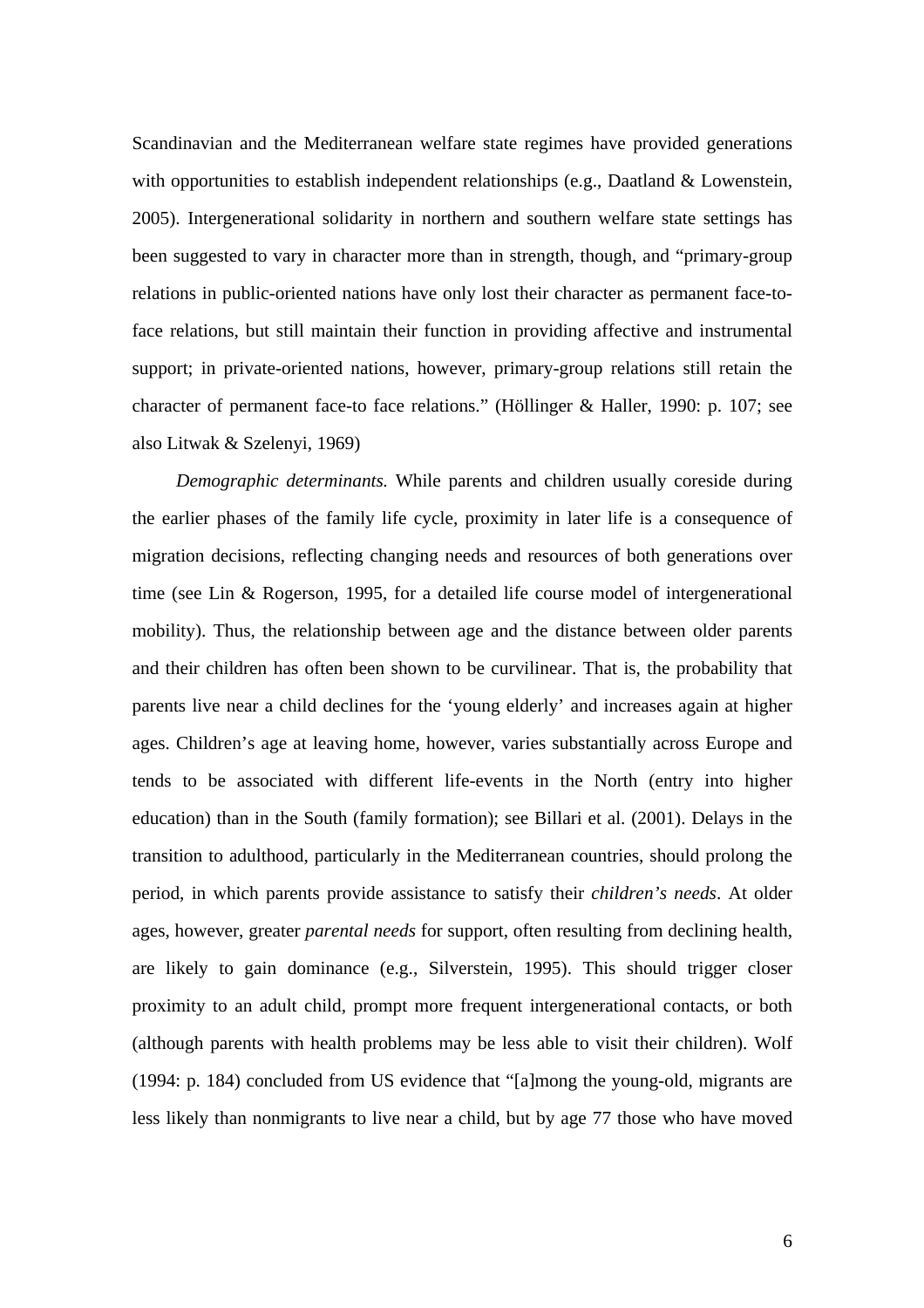Scandinavian and the Mediterranean welfare state regimes have provided generations with opportunities to establish independent relationships (e.g., Daatland & Lowenstein, 2005). Intergenerational solidarity in northern and southern welfare state settings has been suggested to vary in character more than in strength, though, and "primary-group relations in public-oriented nations have only lost their character as permanent face-to-face relations, but still maintain their function in providing affective and instrumental support; in private-oriented nations, however, primary-group relations still retain the character of permanent face-to face relations." (Höllinger & Haller, 1990: p. 107; see also Litwak & Szelenyi, 1969)

*Demographic determinants.* While parents and children usually coreside during the earlier phases of the family life cycle, proximity in later life is a consequence of migration decisions, reflecting changing needs and resources of both generations over time (see Lin & Rogerson, 1995, for a detailed life course model of intergenerational mobility). Thus, the relationship between age and the distance between older parents and their children has often been shown to be curvilinear. That is, the probability that parents live near a child declines for the 'young elderly' and increases again at higher ages. Children's age at leaving home, however, varies substantially across Europe and tends to be associated with different life-events in the North (entry into higher education) than in the South (family formation); see Billari et al. (2001). Delays in the transition to adulthood, particularly in the Mediterranean countries, should prolong the period, in which parents provide assistance to satisfy their *children's needs*. At older ages, however, greater *parental needs* for support, often resulting from declining health, are likely to gain dominance (e.g., Silverstein, 1995). This should trigger closer proximity to an adult child, prompt more frequent intergenerational contacts, or both (although parents with health problems may be less able to visit their children). Wolf (1994: p. 184) concluded from US evidence that "[a]mong the young-old, migrants are less likely than nonmigrants to live near a child, but by age 77 those who have moved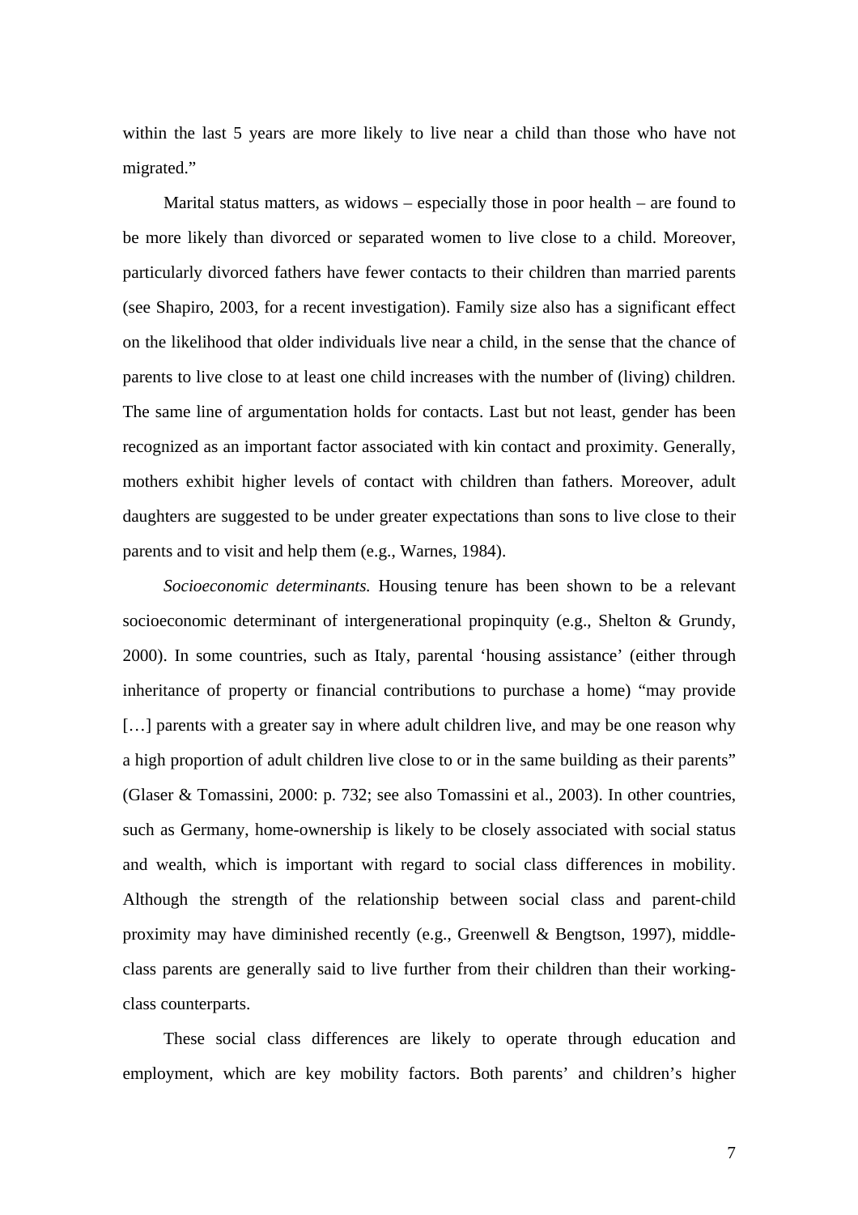within the last 5 years are more likely to live near a child than those who have not migrated."

Marital status matters, as widows – especially those in poor health – are found to be more likely than divorced or separated women to live close to a child. Moreover, particularly divorced fathers have fewer contacts to their children than married parents (see Shapiro, 2003, for a recent investigation). Family size also has a significant effect on the likelihood that older individuals live near a child, in the sense that the chance of parents to live close to at least one child increases with the number of (living) children. The same line of argumentation holds for contacts. Last but not least, gender has been recognized as an important factor associated with kin contact and proximity. Generally, mothers exhibit higher levels of contact with children than fathers. Moreover, adult daughters are suggested to be under greater expectations than sons to live close to their parents and to visit and help them (e.g., Warnes, 1984).

*Socioeconomic determinants.* Housing tenure has been shown to be a relevant socioeconomic determinant of intergenerational propinquity (e.g., Shelton & Grundy, 2000). In some countries, such as Italy, parental 'housing assistance' (either through inheritance of property or financial contributions to purchase a home) "may provide […] parents with a greater say in where adult children live, and may be one reason why a high proportion of adult children live close to or in the same building as their parents" (Glaser & Tomassini, 2000: p. 732; see also Tomassini et al., 2003). In other countries, such as Germany, home-ownership is likely to be closely associated with social status and wealth, which is important with regard to social class differences in mobility. Although the strength of the relationship between social class and parent-child proximity may have diminished recently (e.g., Greenwell & Bengtson, 1997), middle-class parents are generally said to live further from their children than their working-class counterparts.

These social class differences are likely to operate through education and employment, which are key mobility factors. Both parents' and children's higher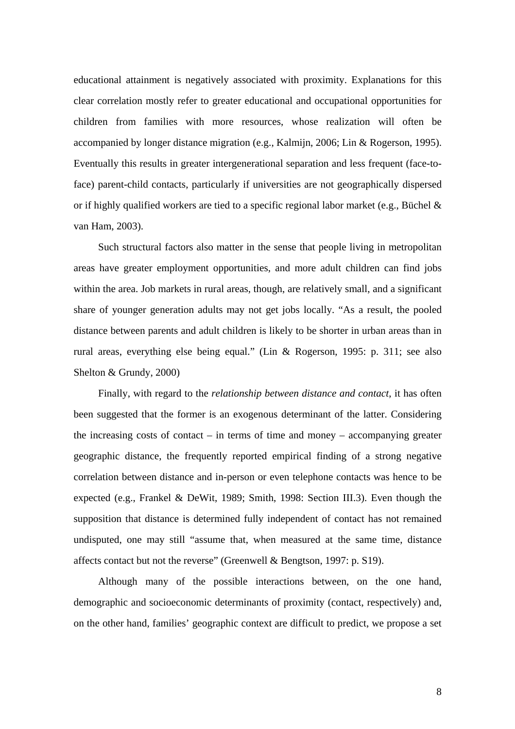educational attainment is negatively associated with proximity. Explanations for this clear correlation mostly refer to greater educational and occupational opportunities for children from families with more resources, whose realization will often be accompanied by longer distance migration (e.g., Kalmijn, 2006; Lin & Rogerson, 1995). Eventually this results in greater intergenerational separation and less frequent (face-to-face) parent-child contacts, particularly if universities are not geographically dispersed or if highly qualified workers are tied to a specific regional labor market (e.g., Büchel & van Ham, 2003).

Such structural factors also matter in the sense that people living in metropolitan areas have greater employment opportunities, and more adult children can find jobs within the area. Job markets in rural areas, though, are relatively small, and a significant share of younger generation adults may not get jobs locally. "As a result, the pooled distance between parents and adult children is likely to be shorter in urban areas than in rural areas, everything else being equal." (Lin & Rogerson, 1995: p. 311; see also Shelton & Grundy, 2000)

Finally, with regard to the *relationship between distance and contact*, it has often been suggested that the former is an exogenous determinant of the latter. Considering the increasing costs of contact – in terms of time and money – accompanying greater geographic distance, the frequently reported empirical finding of a strong negative correlation between distance and in-person or even telephone contacts was hence to be expected (e.g., Frankel & DeWit, 1989; Smith, 1998: Section III.3). Even though the supposition that distance is determined fully independent of contact has not remained undisputed, one may still "assume that, when measured at the same time, distance affects contact but not the reverse" (Greenwell & Bengtson, 1997: p. S19).

Although many of the possible interactions between, on the one hand, demographic and socioeconomic determinants of proximity (contact, respectively) and, on the other hand, families' geographic context are difficult to predict, we propose a set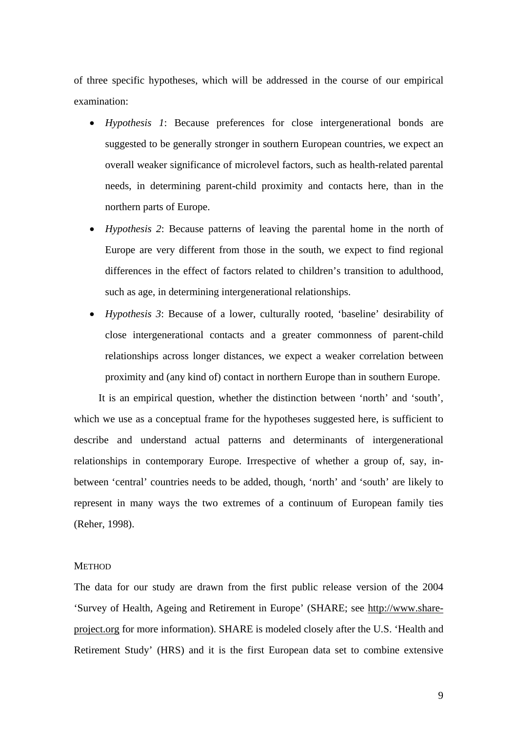of three specific hypotheses, which will be addressed in the course of our empirical examination:

- *Hypothesis 1*: Because preferences for close intergenerational bonds are suggested to be generally stronger in southern European countries, we expect an overall weaker significance of microlevel factors, such as health-related parental needs, in determining parent-child proximity and contacts here, than in the northern parts of Europe.
- *Hypothesis 2*: Because patterns of leaving the parental home in the north of Europe are very different from those in the south, we expect to find regional differences in the effect of factors related to children's transition to adulthood, such as age, in determining intergenerational relationships.
- *Hypothesis 3*: Because of a lower, culturally rooted, 'baseline' desirability of close intergenerational contacts and a greater commonness of parent-child relationships across longer distances, we expect a weaker correlation between proximity and (any kind of) contact in northern Europe than in southern Europe.

It is an empirical question, whether the distinction between 'north' and 'south', which we use as a conceptual frame for the hypotheses suggested here, is sufficient to describe and understand actual patterns and determinants of intergenerational relationships in contemporary Europe. Irrespective of whether a group of, say, in-between 'central' countries needs to be added, though, 'north' and 'south' are likely to represent in many ways the two extremes of a continuum of European family ties (Reher, 1998).

## METHOD

The data for our study are drawn from the first public release version of the 2004 'Survey of Health, Ageing and Retirement in Europe' (SHARE; see http://www.share-project.org for more information). SHARE is modeled closely after the U.S. 'Health and Retirement Study' (HRS) and it is the first European data set to combine extensive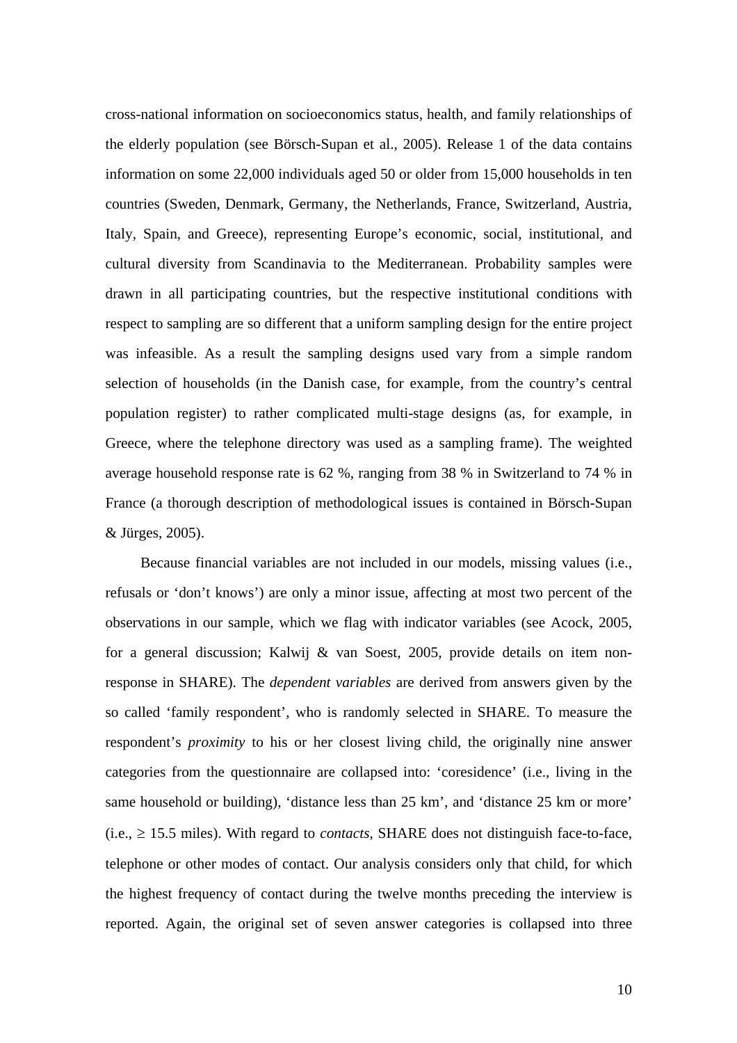cross-national information on socioeconomics status, health, and family relationships of the elderly population (see Börsch-Supan et al., 2005). Release 1 of the data contains information on some 22,000 individuals aged 50 or older from 15,000 households in ten countries (Sweden, Denmark, Germany, the Netherlands, France, Switzerland, Austria, Italy, Spain, and Greece), representing Europe's economic, social, institutional, and cultural diversity from Scandinavia to the Mediterranean. Probability samples were drawn in all participating countries, but the respective institutional conditions with respect to sampling are so different that a uniform sampling design for the entire project was infeasible. As a result the sampling designs used vary from a simple random selection of households (in the Danish case, for example, from the country's central population register) to rather complicated multi-stage designs (as, for example, in Greece, where the telephone directory was used as a sampling frame). The weighted average household response rate is 62 %, ranging from 38 % in Switzerland to 74 % in France (a thorough description of methodological issues is contained in Börsch-Supan & Jürges, 2005).

Because financial variables are not included in our models, missing values (i.e., refusals or 'don't knows') are only a minor issue, affecting at most two percent of the observations in our sample, which we flag with indicator variables (see Acock, 2005, for a general discussion; Kalwij & van Soest, 2005, provide details on item non-response in SHARE). The *dependent variables* are derived from answers given by the so called 'family respondent', who is randomly selected in SHARE. To measure the respondent's *proximity* to his or her closest living child, the originally nine answer categories from the questionnaire are collapsed into: 'coresidence' (i.e., living in the same household or building), 'distance less than 25 km', and 'distance 25 km or more' (i.e., $\geq$ 15.5 miles). With regard to *contacts*, SHARE does not distinguish face-to-face, telephone or other modes of contact. Our analysis considers only that child, for which the highest frequency of contact during the twelve months preceding the interview is reported. Again, the original set of seven answer categories is collapsed into three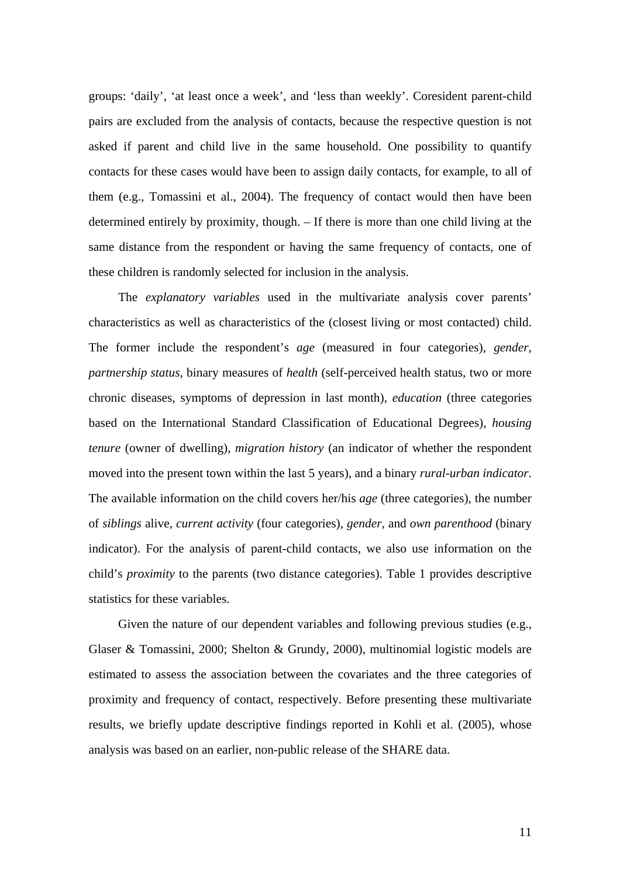groups: 'daily', 'at least once a week', and 'less than weekly'. Coresident parent-child pairs are excluded from the analysis of contacts, because the respective question is not asked if parent and child live in the same household. One possibility to quantify contacts for these cases would have been to assign daily contacts, for example, to all of them (e.g., Tomassini et al., 2004). The frequency of contact would then have been determined entirely by proximity, though. – If there is more than one child living at the same distance from the respondent or having the same frequency of contacts, one of these children is randomly selected for inclusion in the analysis.

The *explanatory variables* used in the multivariate analysis cover parents' characteristics as well as characteristics of the (closest living or most contacted) child. The former include the respondent's *age* (measured in four categories), *gender*, *partnership status*, binary measures of *health* (self-perceived health status, two or more chronic diseases, symptoms of depression in last month), *education* (three categories based on the International Standard Classification of Educational Degrees), *housing tenure* (owner of dwelling), *migration history* (an indicator of whether the respondent moved into the present town within the last 5 years), and a binary *rural-urban indicator*. The available information on the child covers her/his *age* (three categories), the number of *siblings* alive, *current activity* (four categories), *gender*, and *own parenthood* (binary indicator). For the analysis of parent-child contacts, we also use information on the child's *proximity* to the parents (two distance categories). Table 1 provides descriptive statistics for these variables.

Given the nature of our dependent variables and following previous studies (e.g., Glaser & Tomassini, 2000; Shelton & Grundy, 2000), multinomial logistic models are estimated to assess the association between the covariates and the three categories of proximity and frequency of contact, respectively. Before presenting these multivariate results, we briefly update descriptive findings reported in Kohli et al. (2005), whose analysis was based on an earlier, non-public release of the SHARE data.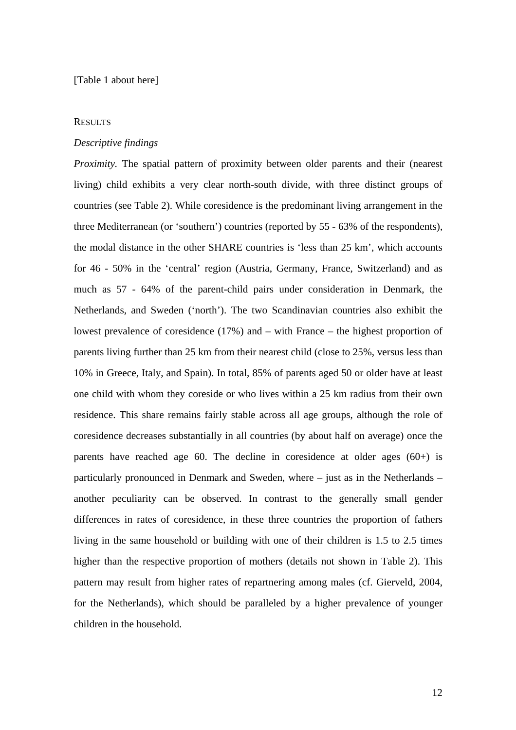[Table 1 about here]

## RESULTS

### *Descriptive findings*

*Proximity.* The spatial pattern of proximity between older parents and their (nearest living) child exhibits a very clear north-south divide, with three distinct groups of countries (see Table 2). While coresidence is the predominant living arrangement in the three Mediterranean (or 'southern') countries (reported by 55 - 63% of the respondents), the modal distance in the other SHARE countries is 'less than 25 km', which accounts for 46 - 50% in the 'central' region (Austria, Germany, France, Switzerland) and as much as 57 - 64% of the parent-child pairs under consideration in Denmark, the Netherlands, and Sweden ('north'). The two Scandinavian countries also exhibit the lowest prevalence of coresidence (17%) and – with France – the highest proportion of parents living further than 25 km from their nearest child (close to 25%, versus less than 10% in Greece, Italy, and Spain). In total, 85% of parents aged 50 or older have at least one child with whom they coreside or who lives within a 25 km radius from their own residence. This share remains fairly stable across all age groups, although the role of coresidence decreases substantially in all countries (by about half on average) once the parents have reached age 60. The decline in coresidence at older ages (60+) is particularly pronounced in Denmark and Sweden, where – just as in the Netherlands – another peculiarity can be observed. In contrast to the generally small gender differences in rates of coresidence, in these three countries the proportion of fathers living in the same household or building with one of their children is 1.5 to 2.5 times higher than the respective proportion of mothers (details not shown in Table 2). This pattern may result from higher rates of repartnering among males (cf. Gierveld, 2004, for the Netherlands), which should be paralleled by a higher prevalence of younger children in the household.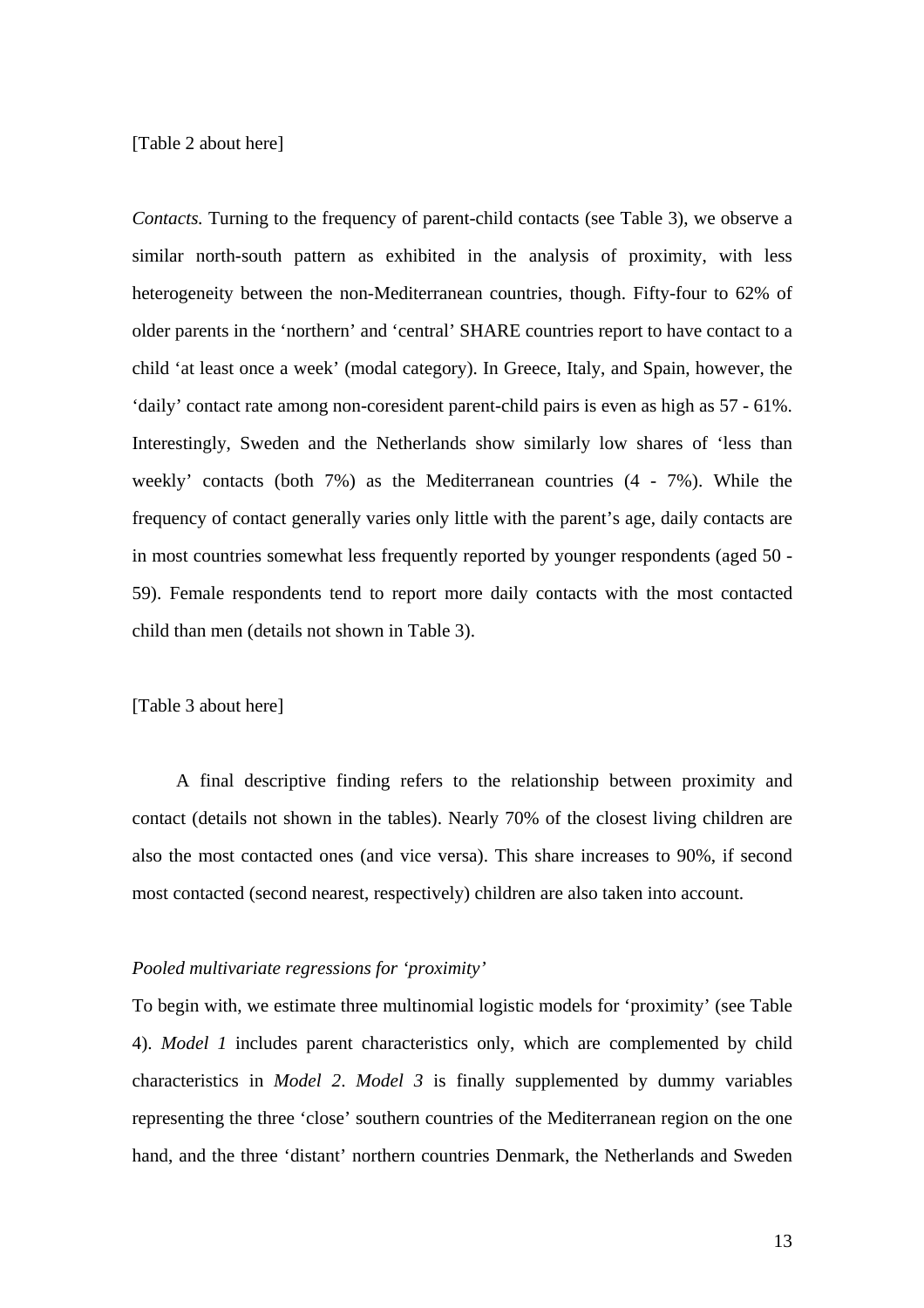[Table 2 about here]

*Contacts.* Turning to the frequency of parent-child contacts (see Table 3), we observe a similar north-south pattern as exhibited in the analysis of proximity, with less heterogeneity between the non-Mediterranean countries, though. Fifty-four to 62% of older parents in the 'northern' and 'central' SHARE countries report to have contact to a child 'at least once a week' (modal category). In Greece, Italy, and Spain, however, the 'daily' contact rate among non-coresident parent-child pairs is even as high as 57 - 61%. Interestingly, Sweden and the Netherlands show similarly low shares of 'less than weekly' contacts (both 7%) as the Mediterranean countries (4 - 7%). While the frequency of contact generally varies only little with the parent's age, daily contacts are in most countries somewhat less frequently reported by younger respondents (aged 50 - 59). Female respondents tend to report more daily contacts with the most contacted child than men (details not shown in Table 3).

[Table 3 about here]

A final descriptive finding refers to the relationship between proximity and contact (details not shown in the tables). Nearly 70% of the closest living children are also the most contacted ones (and vice versa). This share increases to 90%, if second most contacted (second nearest, respectively) children are also taken into account.

*Pooled multivariate regressions for 'proximity'*

To begin with, we estimate three multinomial logistic models for 'proximity' (see Table 4). *Model 1* includes parent characteristics only, which are complemented by child characteristics in *Model 2*. *Model 3* is finally supplemented by dummy variables representing the three 'close' southern countries of the Mediterranean region on the one hand, and the three 'distant' northern countries Denmark, the Netherlands and Sweden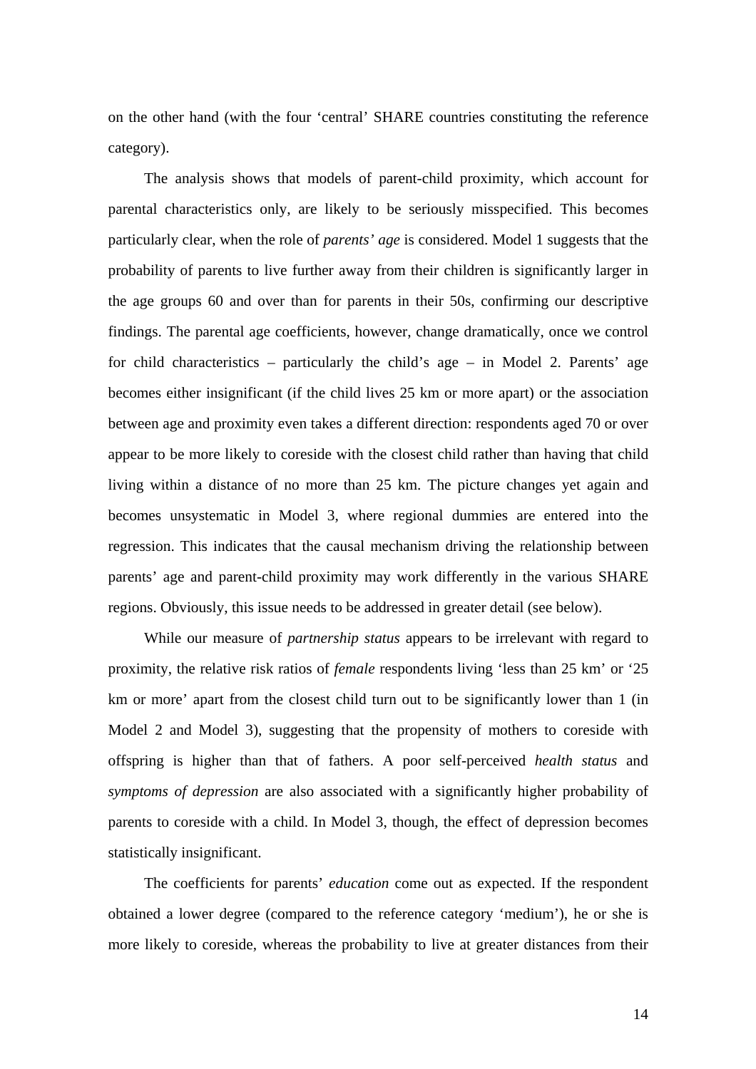on the other hand (with the four 'central' SHARE countries constituting the reference category).

The analysis shows that models of parent-child proximity, which account for parental characteristics only, are likely to be seriously misspecified. This becomes particularly clear, when the role of *parents' age* is considered. Model 1 suggests that the probability of parents to live further away from their children is significantly larger in the age groups 60 and over than for parents in their 50s, confirming our descriptive findings. The parental age coefficients, however, change dramatically, once we control for child characteristics – particularly the child's age – in Model 2. Parents' age becomes either insignificant (if the child lives 25 km or more apart) or the association between age and proximity even takes a different direction: respondents aged 70 or over appear to be more likely to coreside with the closest child rather than having that child living within a distance of no more than 25 km. The picture changes yet again and becomes unsystematic in Model 3, where regional dummies are entered into the regression. This indicates that the causal mechanism driving the relationship between parents' age and parent-child proximity may work differently in the various SHARE regions. Obviously, this issue needs to be addressed in greater detail (see below).

While our measure of *partnership status* appears to be irrelevant with regard to proximity, the relative risk ratios of *female* respondents living 'less than 25 km' or '25 km or more' apart from the closest child turn out to be significantly lower than 1 (in Model 2 and Model 3), suggesting that the propensity of mothers to coreside with offspring is higher than that of fathers. A poor self-perceived *health status* and *symptoms of depression* are also associated with a significantly higher probability of parents to coreside with a child. In Model 3, though, the effect of depression becomes statistically insignificant.

The coefficients for parents' *education* come out as expected. If the respondent obtained a lower degree (compared to the reference category 'medium'), he or she is more likely to coreside, whereas the probability to live at greater distances from their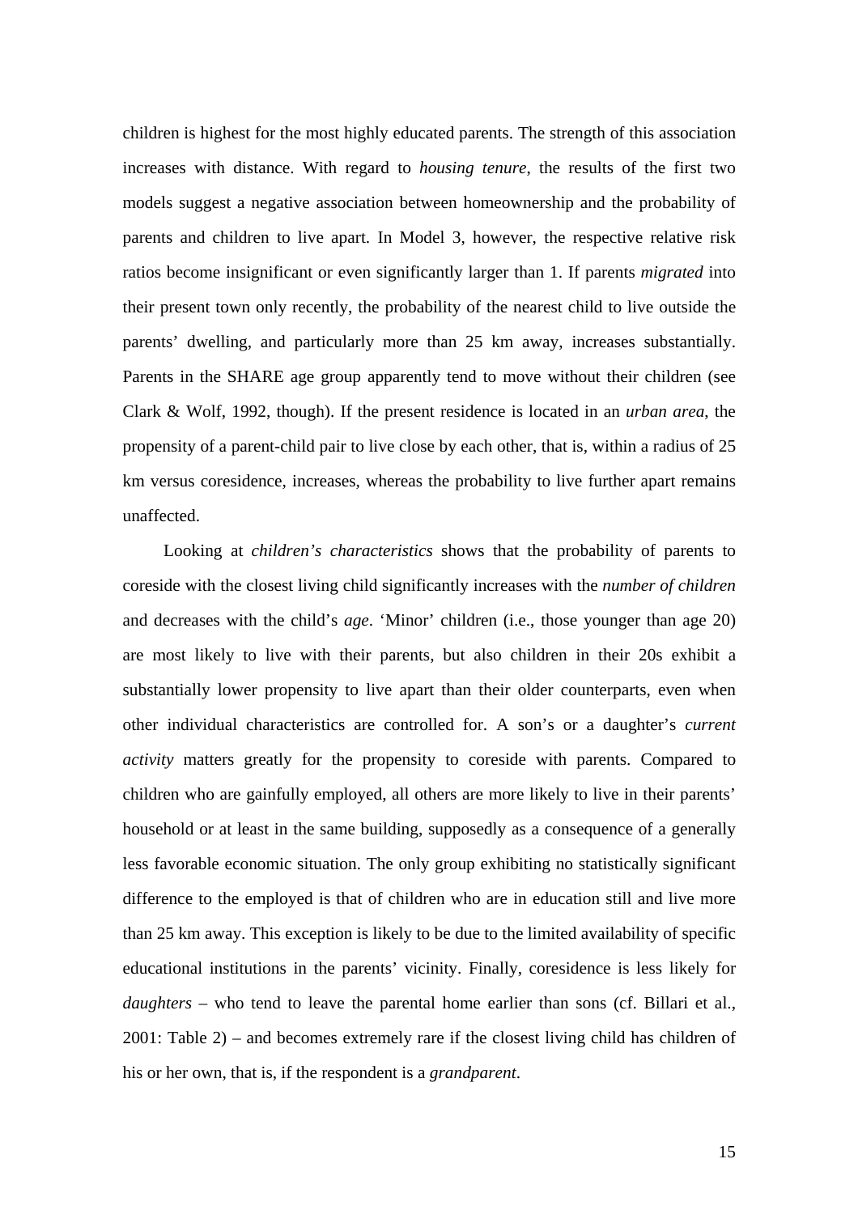children is highest for the most highly educated parents. The strength of this association increases with distance. With regard to *housing tenure*, the results of the first two models suggest a negative association between homeownership and the probability of parents and children to live apart. In Model 3, however, the respective relative risk ratios become insignificant or even significantly larger than 1. If parents *migrated* into their present town only recently, the probability of the nearest child to live outside the parents' dwelling, and particularly more than 25 km away, increases substantially. Parents in the SHARE age group apparently tend to move without their children (see Clark & Wolf, 1992, though). If the present residence is located in an *urban area*, the propensity of a parent-child pair to live close by each other, that is, within a radius of 25 km versus coresidence, increases, whereas the probability to live further apart remains unaffected.

Looking at *children's characteristics* shows that the probability of parents to coreside with the closest living child significantly increases with the *number of children* and decreases with the child's *age*. 'Minor' children (i.e., those younger than age 20) are most likely to live with their parents, but also children in their 20s exhibit a substantially lower propensity to live apart than their older counterparts, even when other individual characteristics are controlled for. A son's or a daughter's *current activity* matters greatly for the propensity to coreside with parents. Compared to children who are gainfully employed, all others are more likely to live in their parents' household or at least in the same building, supposedly as a consequence of a generally less favorable economic situation. The only group exhibiting no statistically significant difference to the employed is that of children who are in education still and live more than 25 km away. This exception is likely to be due to the limited availability of specific educational institutions in the parents' vicinity. Finally, coresidence is less likely for *daughters* – who tend to leave the parental home earlier than sons (cf. Billari et al., 2001: Table 2) – and becomes extremely rare if the closest living child has children of his or her own, that is, if the respondent is a *grandparent*.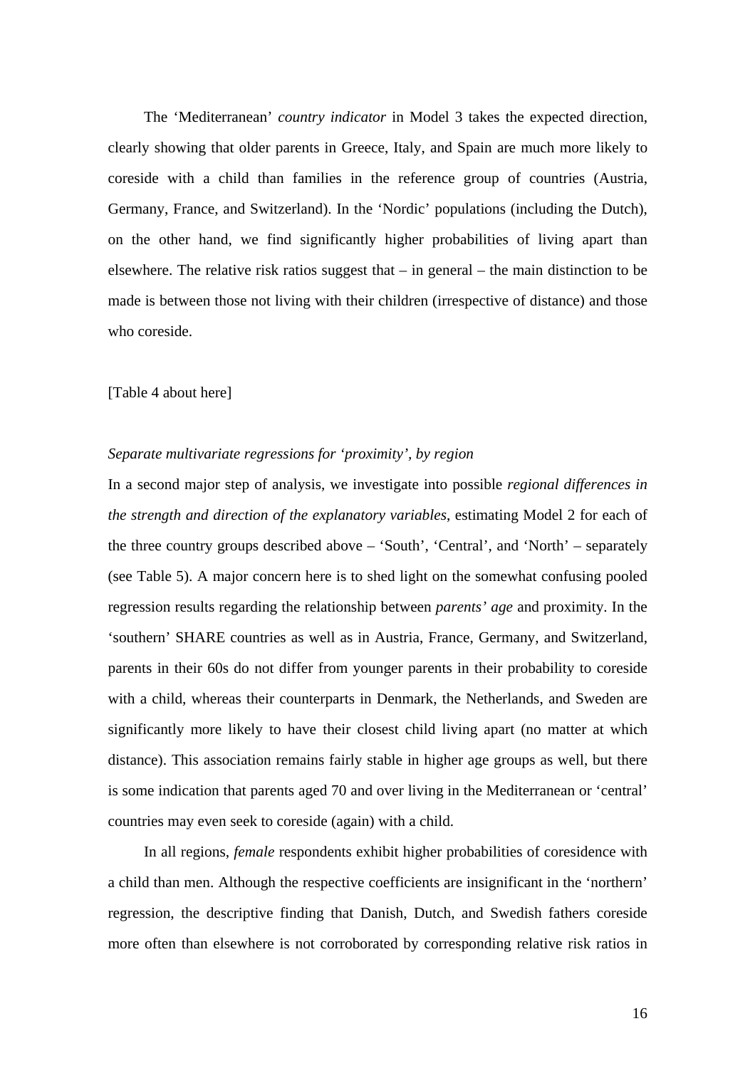The 'Mediterranean' *country indicator* in Model 3 takes the expected direction, clearly showing that older parents in Greece, Italy, and Spain are much more likely to coreside with a child than families in the reference group of countries (Austria, Germany, France, and Switzerland). In the 'Nordic' populations (including the Dutch), on the other hand, we find significantly higher probabilities of living apart than elsewhere. The relative risk ratios suggest that – in general – the main distinction to be made is between those not living with their children (irrespective of distance) and those who coreside.

[Table 4 about here]

*Separate multivariate regressions for 'proximity', by region*

In a second major step of analysis, we investigate into possible *regional differences in the strength and direction of the explanatory variables*, estimating Model 2 for each of the three country groups described above – 'South', 'Central', and 'North' – separately (see Table 5). A major concern here is to shed light on the somewhat confusing pooled regression results regarding the relationship between *parents' age* and proximity. In the 'southern' SHARE countries as well as in Austria, France, Germany, and Switzerland, parents in their 60s do not differ from younger parents in their probability to coreside with a child, whereas their counterparts in Denmark, the Netherlands, and Sweden are significantly more likely to have their closest child living apart (no matter at which distance). This association remains fairly stable in higher age groups as well, but there is some indication that parents aged 70 and over living in the Mediterranean or 'central' countries may even seek to coreside (again) with a child.

In all regions, *female* respondents exhibit higher probabilities of coresidence with a child than men. Although the respective coefficients are insignificant in the 'northern' regression, the descriptive finding that Danish, Dutch, and Swedish fathers coreside more often than elsewhere is not corroborated by corresponding relative risk ratios in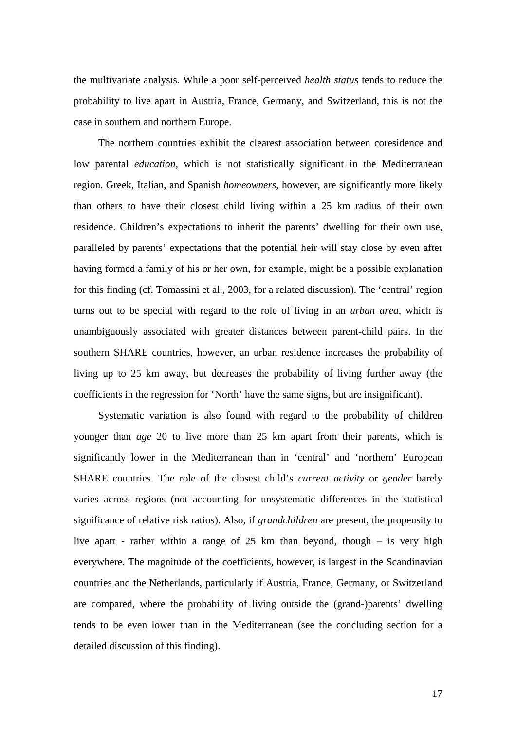the multivariate analysis. While a poor self-perceived *health status* tends to reduce the probability to live apart in Austria, France, Germany, and Switzerland, this is not the case in southern and northern Europe.

The northern countries exhibit the clearest association between coresidence and low parental *education*, which is not statistically significant in the Mediterranean region. Greek, Italian, and Spanish *homeowners*, however, are significantly more likely than others to have their closest child living within a 25 km radius of their own residence. Children's expectations to inherit the parents' dwelling for their own use, paralleled by parents' expectations that the potential heir will stay close by even after having formed a family of his or her own, for example, might be a possible explanation for this finding (cf. Tomassini et al., 2003, for a related discussion). The 'central' region turns out to be special with regard to the role of living in an *urban area*, which is unambiguously associated with greater distances between parent-child pairs. In the southern SHARE countries, however, an urban residence increases the probability of living up to 25 km away, but decreases the probability of living further away (the coefficients in the regression for 'North' have the same signs, but are insignificant).

Systematic variation is also found with regard to the probability of children younger than *age* 20 to live more than 25 km apart from their parents, which is significantly lower in the Mediterranean than in 'central' and 'northern' European SHARE countries. The role of the closest child's *current activity* or *gender* barely varies across regions (not accounting for unsystematic differences in the statistical significance of relative risk ratios). Also, if *grandchildren* are present, the propensity to live apart - rather within a range of 25 km than beyond, though – is very high everywhere. The magnitude of the coefficients, however, is largest in the Scandinavian countries and the Netherlands, particularly if Austria, France, Germany, or Switzerland are compared, where the probability of living outside the (grand-)parents' dwelling tends to be even lower than in the Mediterranean (see the concluding section for a detailed discussion of this finding).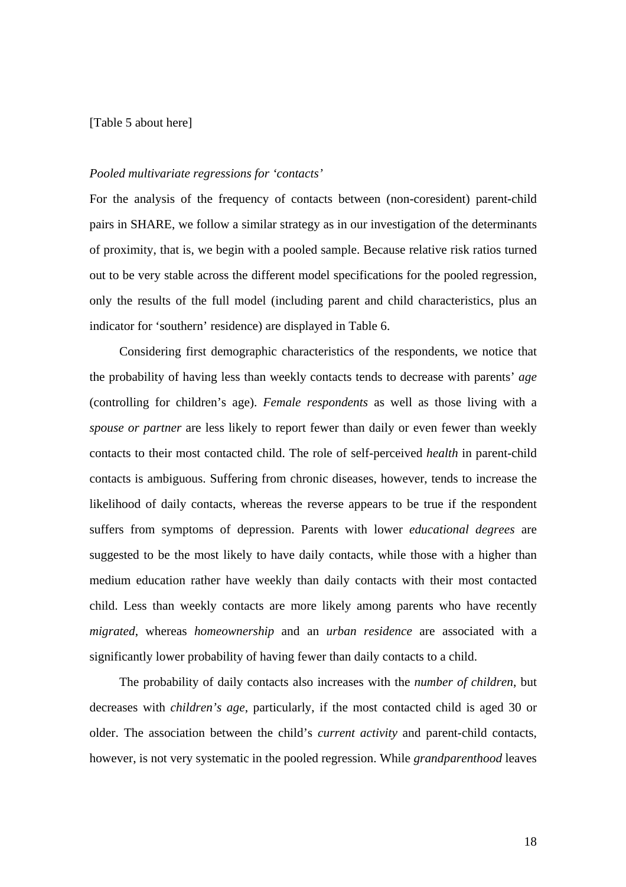[Table 5 about here]

*Pooled multivariate regressions for 'contacts'*

For the analysis of the frequency of contacts between (non-coresident) parent-child pairs in SHARE, we follow a similar strategy as in our investigation of the determinants of proximity, that is, we begin with a pooled sample. Because relative risk ratios turned out to be very stable across the different model specifications for the pooled regression, only the results of the full model (including parent and child characteristics, plus an indicator for 'southern' residence) are displayed in Table 6.

Considering first demographic characteristics of the respondents, we notice that the probability of having less than weekly contacts tends to decrease with parents' *age* (controlling for children's age). *Female respondents* as well as those living with a *spouse or partner* are less likely to report fewer than daily or even fewer than weekly contacts to their most contacted child. The role of self-perceived *health* in parent-child contacts is ambiguous. Suffering from chronic diseases, however, tends to increase the likelihood of daily contacts, whereas the reverse appears to be true if the respondent suffers from symptoms of depression. Parents with lower *educational degrees* are suggested to be the most likely to have daily contacts, while those with a higher than medium education rather have weekly than daily contacts with their most contacted child. Less than weekly contacts are more likely among parents who have recently *migrated*, whereas *homeownership* and an *urban residence* are associated with a significantly lower probability of having fewer than daily contacts to a child.

The probability of daily contacts also increases with the *number of children*, but decreases with *children's age*, particularly, if the most contacted child is aged 30 or older. The association between the child's *current activity* and parent-child contacts, however, is not very systematic in the pooled regression. While *grandparenthood* leaves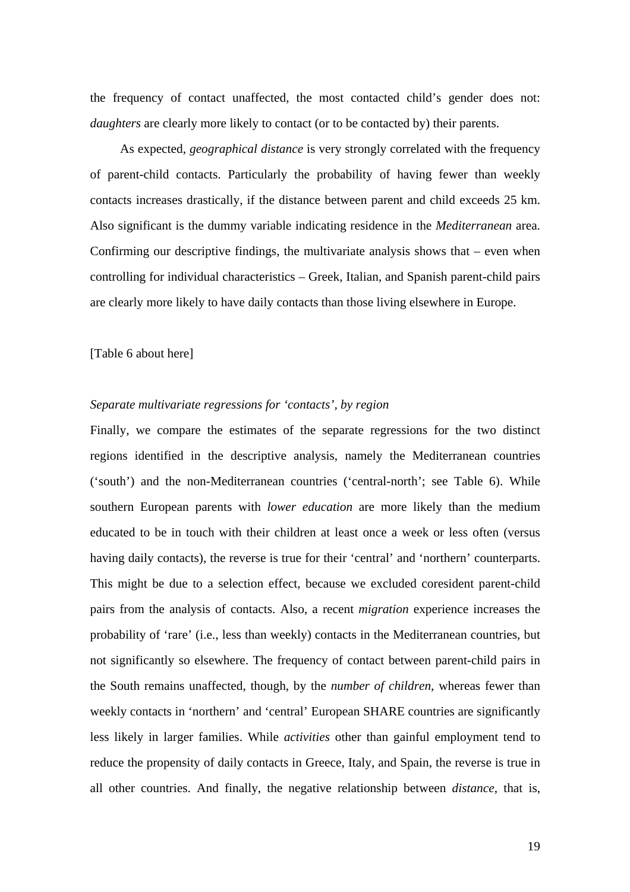the frequency of contact unaffected, the most contacted child's gender does not: *daughters* are clearly more likely to contact (or to be contacted by) their parents.

As expected, *geographical distance* is very strongly correlated with the frequency of parent-child contacts. Particularly the probability of having fewer than weekly contacts increases drastically, if the distance between parent and child exceeds 25 km. Also significant is the dummy variable indicating residence in the *Mediterranean* area. Confirming our descriptive findings, the multivariate analysis shows that – even when controlling for individual characteristics – Greek, Italian, and Spanish parent-child pairs are clearly more likely to have daily contacts than those living elsewhere in Europe.

[Table 6 about here]

*Separate multivariate regressions for 'contacts', by region*

Finally, we compare the estimates of the separate regressions for the two distinct regions identified in the descriptive analysis, namely the Mediterranean countries ('south') and the non-Mediterranean countries ('central-north'; see Table 6). While southern European parents with *lower education* are more likely than the medium educated to be in touch with their children at least once a week or less often (versus having daily contacts), the reverse is true for their 'central' and 'northern' counterparts. This might be due to a selection effect, because we excluded coresident parent-child pairs from the analysis of contacts. Also, a recent *migration* experience increases the probability of 'rare' (i.e., less than weekly) contacts in the Mediterranean countries, but not significantly so elsewhere. The frequency of contact between parent-child pairs in the South remains unaffected, though, by the *number of children*, whereas fewer than weekly contacts in 'northern' and 'central' European SHARE countries are significantly less likely in larger families. While *activities* other than gainful employment tend to reduce the propensity of daily contacts in Greece, Italy, and Spain, the reverse is true in all other countries. And finally, the negative relationship between *distance*, that is,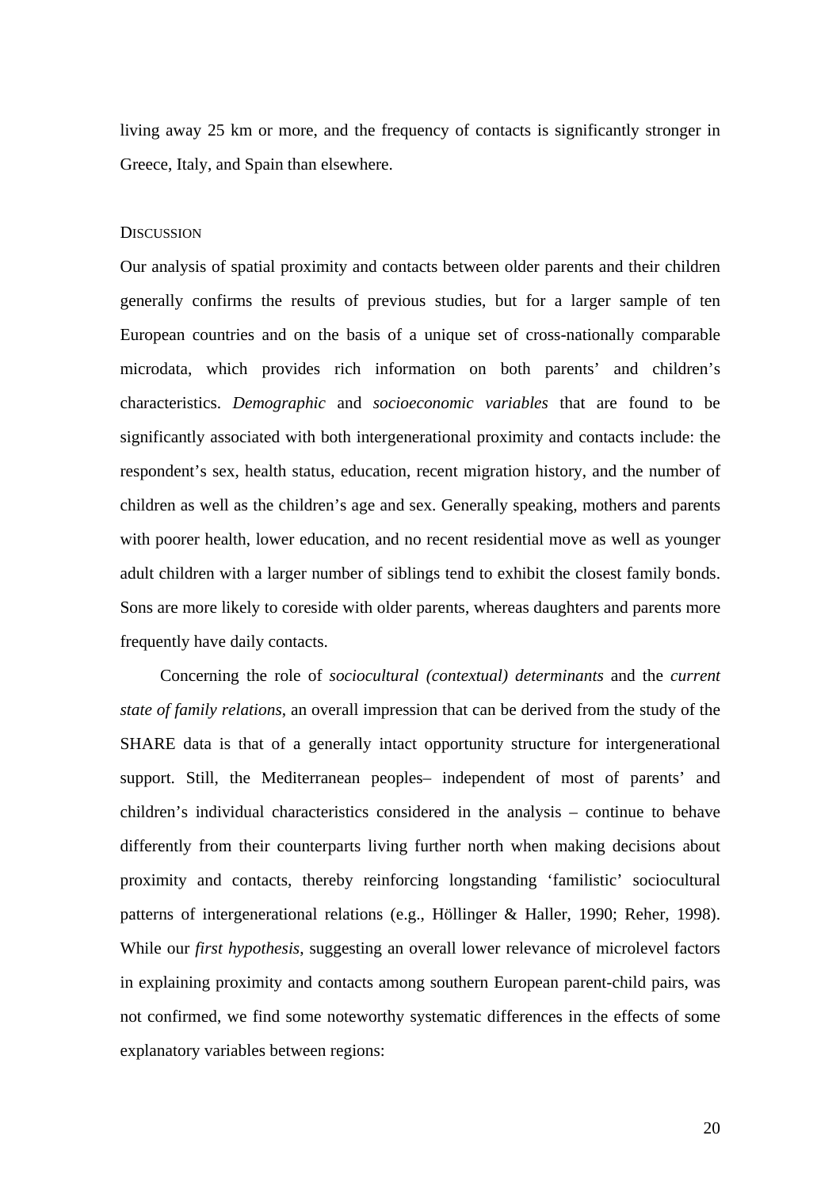living away 25 km or more, and the frequency of contacts is significantly stronger in Greece, Italy, and Spain than elsewhere.

## DISCUSSION

Our analysis of spatial proximity and contacts between older parents and their children generally confirms the results of previous studies, but for a larger sample of ten European countries and on the basis of a unique set of cross-nationally comparable microdata, which provides rich information on both parents' and children's characteristics. *Demographic* and *socioeconomic variables* that are found to be significantly associated with both intergenerational proximity and contacts include: the respondent's sex, health status, education, recent migration history, and the number of children as well as the children's age and sex. Generally speaking, mothers and parents with poorer health, lower education, and no recent residential move as well as younger adult children with a larger number of siblings tend to exhibit the closest family bonds. Sons are more likely to coreside with older parents, whereas daughters and parents more frequently have daily contacts.

Concerning the role of *sociocultural (contextual) determinants* and the *current state of family relations*, an overall impression that can be derived from the study of the SHARE data is that of a generally intact opportunity structure for intergenerational support. Still, the Mediterranean peoples– independent of most of parents' and children's individual characteristics considered in the analysis – continue to behave differently from their counterparts living further north when making decisions about proximity and contacts, thereby reinforcing longstanding 'familistic' sociocultural patterns of intergenerational relations (e.g., Höllinger & Haller, 1990; Reher, 1998). While our *first hypothesis*, suggesting an overall lower relevance of microlevel factors in explaining proximity and contacts among southern European parent-child pairs, was not confirmed, we find some noteworthy systematic differences in the effects of some explanatory variables between regions: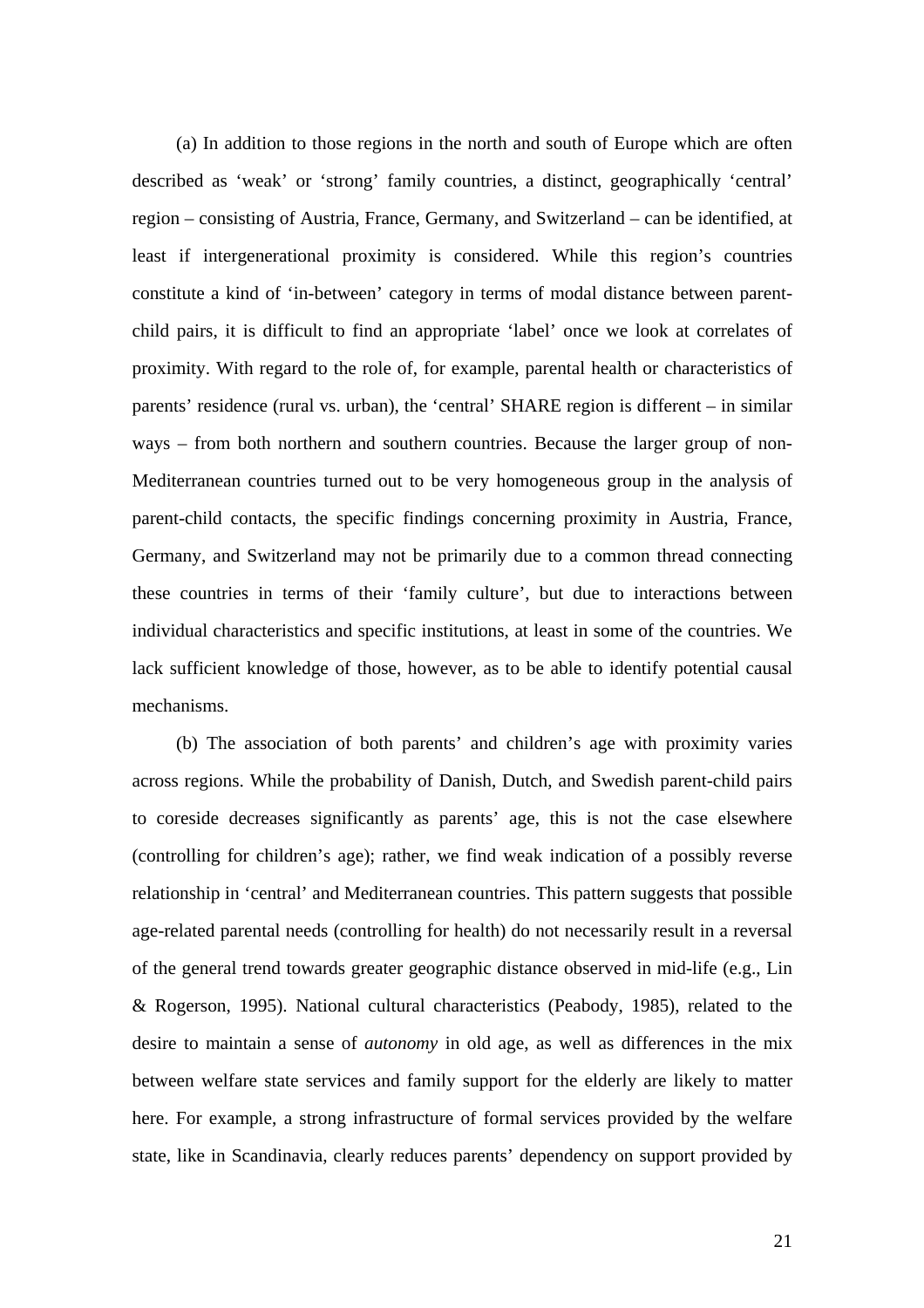(a) In addition to those regions in the north and south of Europe which are often described as 'weak' or 'strong' family countries, a distinct, geographically 'central' region – consisting of Austria, France, Germany, and Switzerland – can be identified, at least if intergenerational proximity is considered. While this region's countries constitute a kind of 'in-between' category in terms of modal distance between parent-child pairs, it is difficult to find an appropriate 'label' once we look at correlates of proximity. With regard to the role of, for example, parental health or characteristics of parents' residence (rural vs. urban), the 'central' SHARE region is different – in similar ways – from both northern and southern countries. Because the larger group of non-Mediterranean countries turned out to be very homogeneous group in the analysis of parent-child contacts, the specific findings concerning proximity in Austria, France, Germany, and Switzerland may not be primarily due to a common thread connecting these countries in terms of their 'family culture', but due to interactions between individual characteristics and specific institutions, at least in some of the countries. We lack sufficient knowledge of those, however, as to be able to identify potential causal mechanisms.

(b) The association of both parents' and children's age with proximity varies across regions. While the probability of Danish, Dutch, and Swedish parent-child pairs to coreside decreases significantly as parents' age, this is not the case elsewhere (controlling for children's age); rather, we find weak indication of a possibly reverse relationship in 'central' and Mediterranean countries. This pattern suggests that possible age-related parental needs (controlling for health) do not necessarily result in a reversal of the general trend towards greater geographic distance observed in mid-life (e.g., Lin & Rogerson, 1995). National cultural characteristics (Peabody, 1985), related to the desire to maintain a sense of *autonomy* in old age, as well as differences in the mix between welfare state services and family support for the elderly are likely to matter here. For example, a strong infrastructure of formal services provided by the welfare state, like in Scandinavia, clearly reduces parents' dependency on support provided by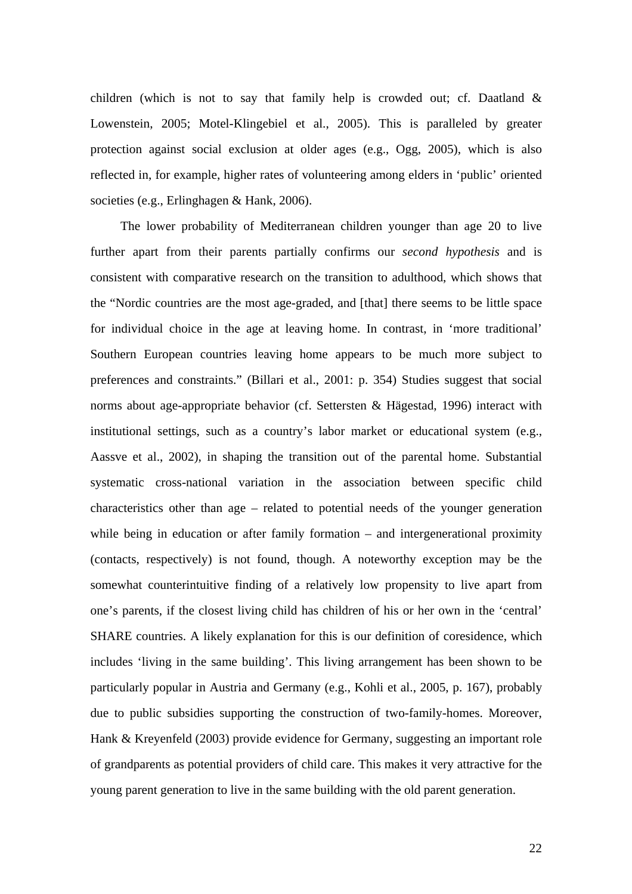children (which is not to say that family help is crowded out; cf. Daatland & Lowenstein, 2005; Motel-Klingebiel et al., 2005). This is paralleled by greater protection against social exclusion at older ages (e.g., Ogg, 2005), which is also reflected in, for example, higher rates of volunteering among elders in 'public' oriented societies (e.g., Erlinghagen & Hank, 2006).

The lower probability of Mediterranean children younger than age 20 to live further apart from their parents partially confirms our *second hypothesis* and is consistent with comparative research on the transition to adulthood, which shows that the "Nordic countries are the most age-graded, and [that] there seems to be little space for individual choice in the age at leaving home. In contrast, in 'more traditional' Southern European countries leaving home appears to be much more subject to preferences and constraints." (Billari et al., 2001: p. 354) Studies suggest that social norms about age-appropriate behavior (cf. Settersten & Hägestad, 1996) interact with institutional settings, such as a country's labor market or educational system (e.g., Aassve et al., 2002), in shaping the transition out of the parental home. Substantial systematic cross-national variation in the association between specific child characteristics other than age – related to potential needs of the younger generation while being in education or after family formation – and intergenerational proximity (contacts, respectively) is not found, though. A noteworthy exception may be the somewhat counterintuitive finding of a relatively low propensity to live apart from one's parents, if the closest living child has children of his or her own in the 'central' SHARE countries. A likely explanation for this is our definition of coresidence, which includes 'living in the same building'. This living arrangement has been shown to be particularly popular in Austria and Germany (e.g., Kohli et al., 2005, p. 167), probably due to public subsidies supporting the construction of two-family-homes. Moreover, Hank & Kreyenfeld (2003) provide evidence for Germany, suggesting an important role of grandparents as potential providers of child care. This makes it very attractive for the young parent generation to live in the same building with the old parent generation.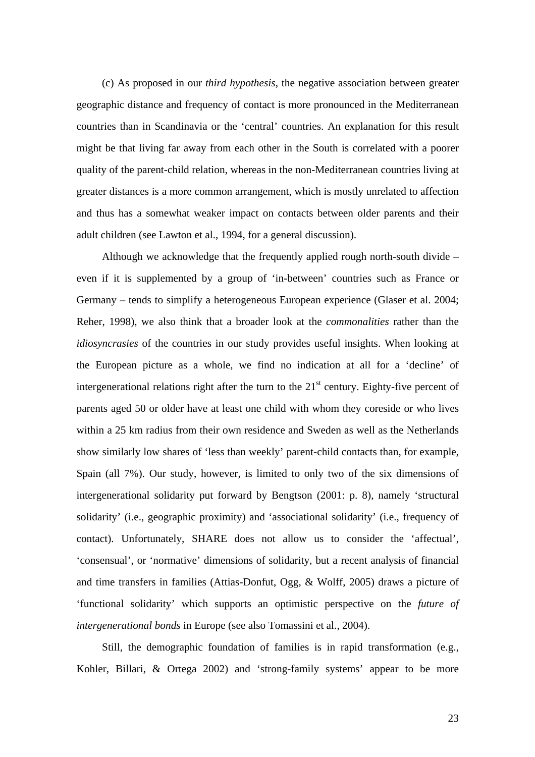(c) As proposed in our *third hypothesis*, the negative association between greater geographic distance and frequency of contact is more pronounced in the Mediterranean countries than in Scandinavia or the 'central' countries. An explanation for this result might be that living far away from each other in the South is correlated with a poorer quality of the parent-child relation, whereas in the non-Mediterranean countries living at greater distances is a more common arrangement, which is mostly unrelated to affection and thus has a somewhat weaker impact on contacts between older parents and their adult children (see Lawton et al., 1994, for a general discussion).

Although we acknowledge that the frequently applied rough north-south divide – even if it is supplemented by a group of 'in-between' countries such as France or Germany – tends to simplify a heterogeneous European experience (Glaser et al. 2004; Reher, 1998), we also think that a broader look at the *commonalities* rather than the *idiosyncrasies* of the countries in our study provides useful insights. When looking at the European picture as a whole, we find no indication at all for a 'decline' of intergenerational relations right after the turn to the 21st century. Eighty-five percent of parents aged 50 or older have at least one child with whom they coreside or who lives within a 25 km radius from their own residence and Sweden as well as the Netherlands show similarly low shares of 'less than weekly' parent-child contacts than, for example, Spain (all 7%). Our study, however, is limited to only two of the six dimensions of intergenerational solidarity put forward by Bengtson (2001: p. 8), namely 'structural solidarity' (i.e., geographic proximity) and 'associational solidarity' (i.e., frequency of contact). Unfortunately, SHARE does not allow us to consider the 'affectual', 'consensual', or 'normative' dimensions of solidarity, but a recent analysis of financial and time transfers in families (Attias-Donfut, Ogg, & Wolff, 2005) draws a picture of 'functional solidarity' which supports an optimistic perspective on the *future of intergenerational bonds* in Europe (see also Tomassini et al., 2004).

Still, the demographic foundation of families is in rapid transformation (e.g., Kohler, Billari, & Ortega 2002) and 'strong-family systems' appear to be more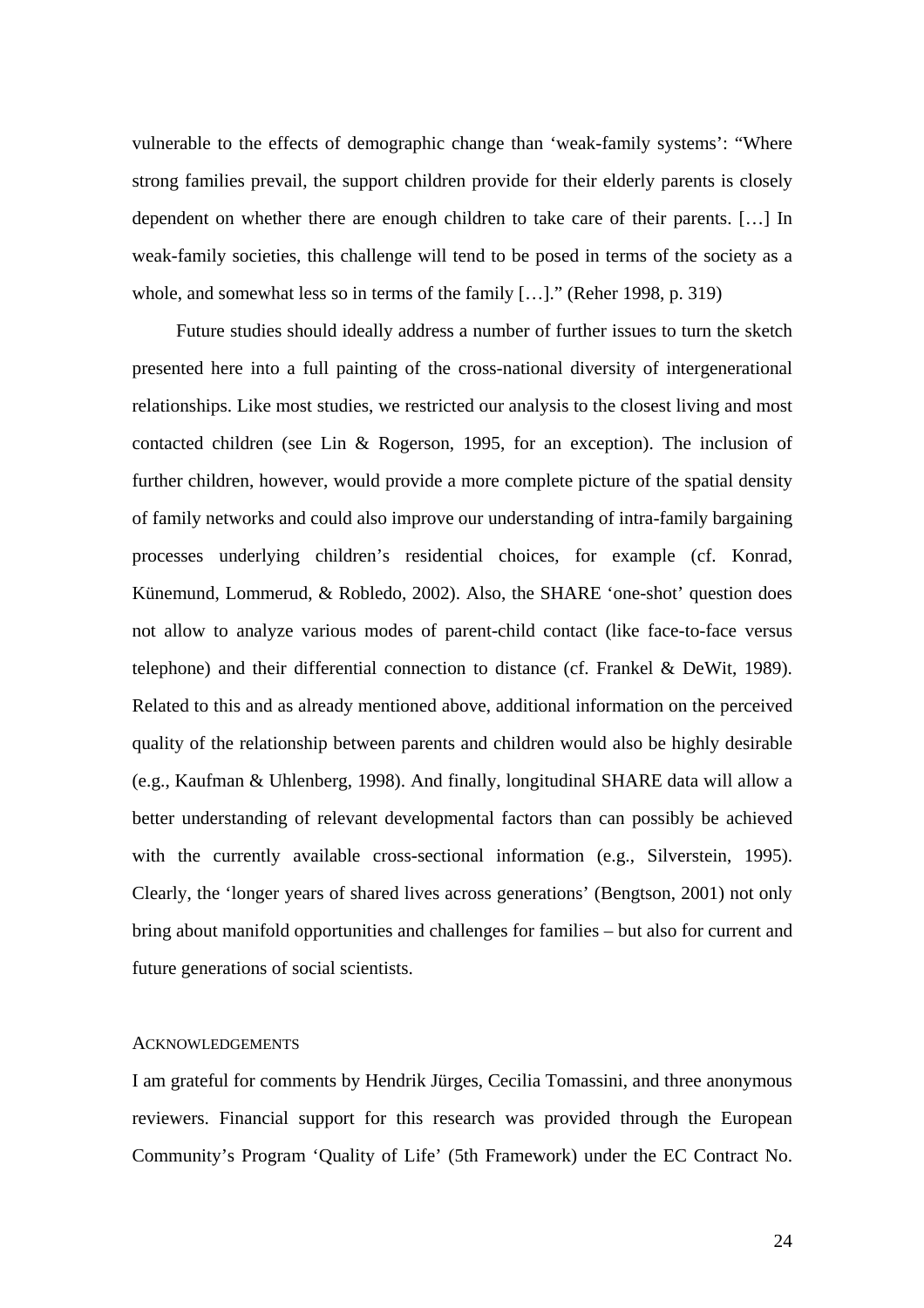vulnerable to the effects of demographic change than 'weak-family systems': "Where strong families prevail, the support children provide for their elderly parents is closely dependent on whether there are enough children to take care of their parents. […] In weak-family societies, this challenge will tend to be posed in terms of the society as a whole, and somewhat less so in terms of the family […]." (Reher 1998, p. 319)

Future studies should ideally address a number of further issues to turn the sketch presented here into a full painting of the cross-national diversity of intergenerational relationships. Like most studies, we restricted our analysis to the closest living and most contacted children (see Lin & Rogerson, 1995, for an exception). The inclusion of further children, however, would provide a more complete picture of the spatial density of family networks and could also improve our understanding of intra-family bargaining processes underlying children's residential choices, for example (cf. Konrad, Künemund, Lommerud, & Robledo, 2002). Also, the SHARE 'one-shot' question does not allow to analyze various modes of parent-child contact (like face-to-face versus telephone) and their differential connection to distance (cf. Frankel & DeWit, 1989). Related to this and as already mentioned above, additional information on the perceived quality of the relationship between parents and children would also be highly desirable (e.g., Kaufman & Uhlenberg, 1998). And finally, longitudinal SHARE data will allow a better understanding of relevant developmental factors than can possibly be achieved with the currently available cross-sectional information (e.g., Silverstein, 1995). Clearly, the 'longer years of shared lives across generations' (Bengtson, 2001) not only bring about manifold opportunities and challenges for families – but also for current and future generations of social scientists.

## Acknowledgements

I am grateful for comments by Hendrik Jürges, Cecilia Tomassini, and three anonymous reviewers. Financial support for this research was provided through the European Community's Program 'Quality of Life' (5th Framework) under the EC Contract No.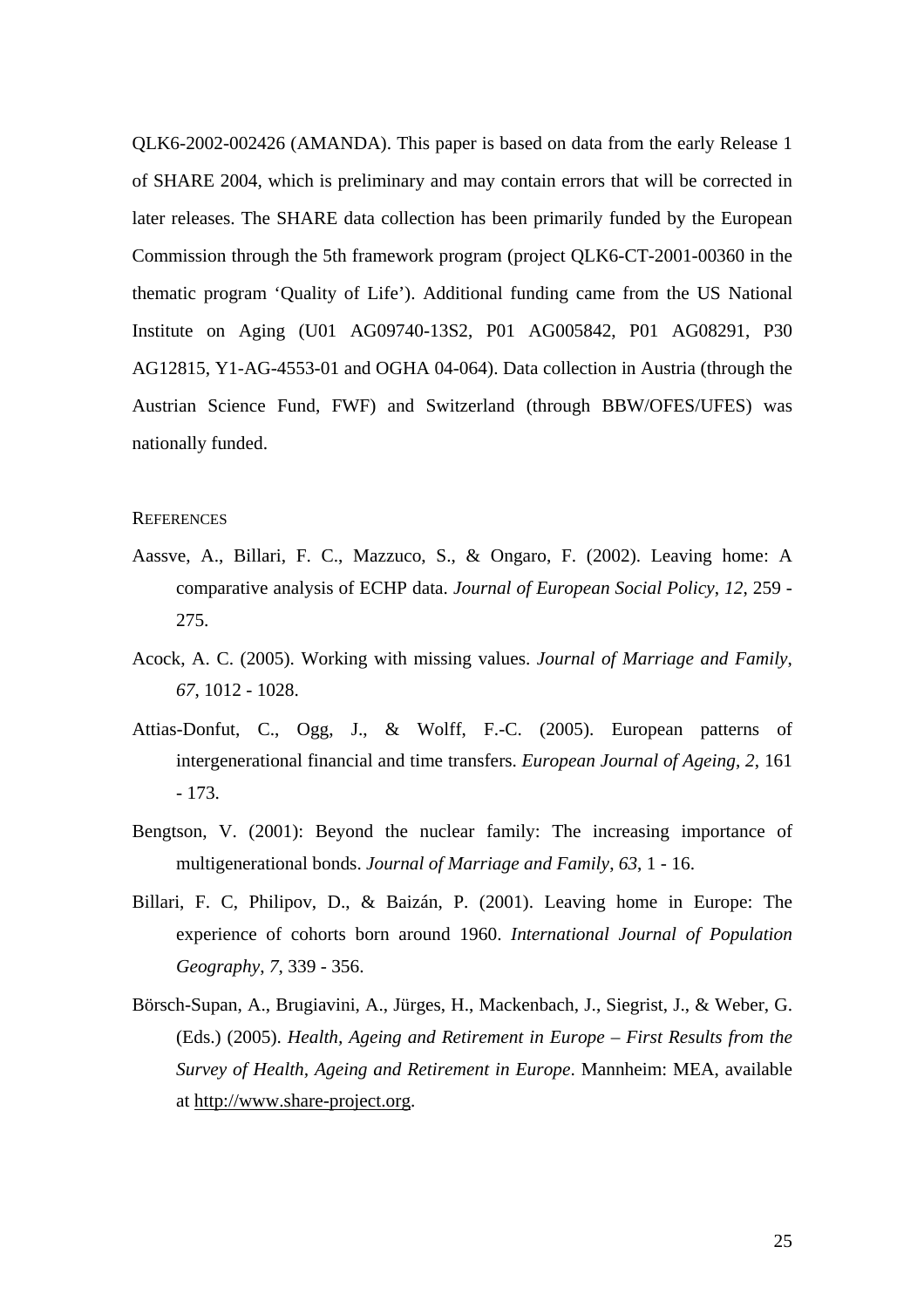QLK6-2002-002426 (AMANDA). This paper is based on data from the early Release 1 of SHARE 2004, which is preliminary and may contain errors that will be corrected in later releases. The SHARE data collection has been primarily funded by the European Commission through the 5th framework program (project QLK6-CT-2001-00360 in the thematic program 'Quality of Life'). Additional funding came from the US National Institute on Aging (U01 AG09740-13S2, P01 AG005842, P01 AG08291, P30 AG12815, Y1-AG-4553-01 and OGHA 04-064). Data collection in Austria (through the Austrian Science Fund, FWF) and Switzerland (through BBW/OFES/UFES) was nationally funded.

## REFERENCES

Aassve, A., Billari, F. C., Mazzuco, S., & Ongaro, F. (2002). Leaving home: A comparative analysis of ECHP data. *Journal of European Social Policy*, *12*, 259 - 275.

Acock, A. C. (2005). Working with missing values. *Journal of Marriage and Family*, *67*, 1012 - 1028.

Attias-Donfut, C., Ogg, J., & Wolff, F.-C. (2005). European patterns of intergenerational financial and time transfers. *European Journal of Ageing*, *2*, 161 - 173.

Bengtson, V. (2001): Beyond the nuclear family: The increasing importance of multigenerational bonds. *Journal of Marriage and Family*, *63*, 1 - 16.

Billari, F. C, Philipov, D., & Baizán, P. (2001). Leaving home in Europe: The experience of cohorts born around 1960. *International Journal of Population Geography*, *7*, 339 - 356.

Börsch-Supan, A., Brugiavini, A., Jürges, H., Mackenbach, J., Siegrist, J., & Weber, G. (Eds.) (2005). *Health, Ageing and Retirement in Europe – First Results from the Survey of Health, Ageing and Retirement in Europe*. Mannheim: MEA, available at http://www.share-project.org.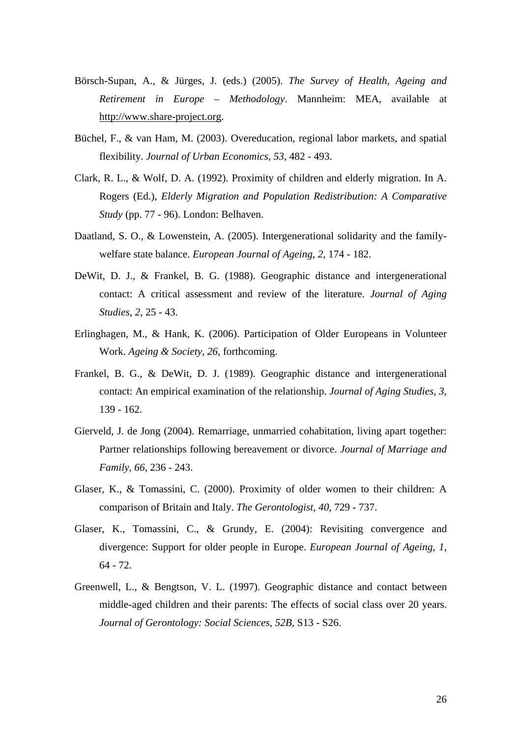Börsch-Supan, A., & Jürges, J. (eds.) (2005). *The Survey of Health, Ageing and Retirement in Europe – Methodology*. Mannheim: MEA, available at http://www.share-project.org.

Büchel, F., & van Ham, M. (2003). Overeducation, regional labor markets, and spatial flexibility. *Journal of Urban Economics*, *53*, 482 - 493.

Clark, R. L., & Wolf, D. A. (1992). Proximity of children and elderly migration. In A. Rogers (Ed.), *Elderly Migration and Population Redistribution: A Comparative Study* (pp. 77 - 96). London: Belhaven.

Daatland, S. O., & Lowenstein, A. (2005). Intergenerational solidarity and the family-welfare state balance. *European Journal of Ageing*, *2*, 174 - 182.

DeWit, D. J., & Frankel, B. G. (1988). Geographic distance and intergenerational contact: A critical assessment and review of the literature. *Journal of Aging Studies*, *2*, 25 - 43.

Erlinghagen, M., & Hank, K. (2006). Participation of Older Europeans in Volunteer Work. *Ageing & Society*, *26*, forthcoming.

Frankel, B. G., & DeWit, D. J. (1989). Geographic distance and intergenerational contact: An empirical examination of the relationship. *Journal of Aging Studies*, *3*, 139 - 162.

Gierveld, J. de Jong (2004). Remarriage, unmarried cohabitation, living apart together: Partner relationships following bereavement or divorce. *Journal of Marriage and Family*, *66*, 236 - 243.

Glaser, K., & Tomassini, C. (2000). Proximity of older women to their children: A comparison of Britain and Italy. *The Gerontologist*, *40*, 729 - 737.

Glaser, K., Tomassini, C., & Grundy, E. (2004): Revisiting convergence and divergence: Support for older people in Europe. *European Journal of Ageing*, *1*, 64 - 72.

Greenwell, L., & Bengtson, V. L. (1997). Geographic distance and contact between middle-aged children and their parents: The effects of social class over 20 years. *Journal of Gerontology: Social Sciences*, *52B*, S13 - S26.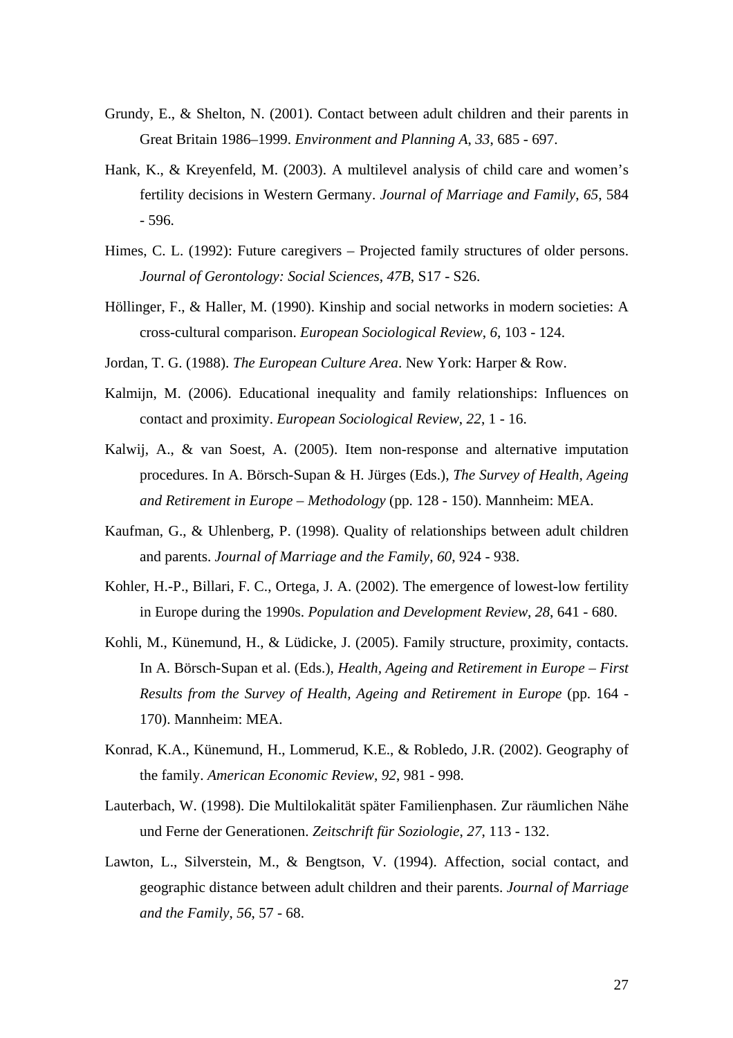Grundy, E., & Shelton, N. (2001). Contact between adult children and their parents in Great Britain 1986–1999. *Environment and Planning A*, *33*, 685 - 697.

Hank, K., & Kreyenfeld, M. (2003). A multilevel analysis of child care and women's fertility decisions in Western Germany. *Journal of Marriage and Family*, *65*, 584 - 596.

Himes, C. L. (1992): Future caregivers – Projected family structures of older persons. *Journal of Gerontology: Social Sciences*, *47B*, S17 - S26.

Höllinger, F., & Haller, M. (1990). Kinship and social networks in modern societies: A cross-cultural comparison. *European Sociological Review*, *6*, 103 - 124.

Jordan, T. G. (1988). *The European Culture Area*. New York: Harper & Row.

Kalmijn, M. (2006). Educational inequality and family relationships: Influences on contact and proximity. *European Sociological Review*, *22*, 1 - 16.

Kalwij, A., & van Soest, A. (2005). Item non-response and alternative imputation procedures. In A. Börsch-Supan & H. Jürges (Eds.), *The Survey of Health, Ageing and Retirement in Europe – Methodology* (pp. 128 - 150). Mannheim: MEA.

Kaufman, G., & Uhlenberg, P. (1998). Quality of relationships between adult children and parents. *Journal of Marriage and the Family*, *60*, 924 - 938.

Kohler, H.-P., Billari, F. C., Ortega, J. A. (2002). The emergence of lowest-low fertility in Europe during the 1990s. *Population and Development Review*, *28*, 641 - 680.

Kohli, M., Künemund, H., & Lüdicke, J. (2005). Family structure, proximity, contacts. In A. Börsch-Supan et al. (Eds.), *Health, Ageing and Retirement in Europe – First Results from the Survey of Health, Ageing and Retirement in Europe* (pp. 164 - 170). Mannheim: MEA.

Konrad, K.A., Künemund, H., Lommerud, K.E., & Robledo, J.R. (2002). Geography of the family. *American Economic Review*, *92*, 981 - 998.

Lauterbach, W. (1998). Die Multilokalität später Familienphasen. Zur räumlichen Nähe und Ferne der Generationen. *Zeitschrift für Soziologie*, *27*, 113 - 132.

Lawton, L., Silverstein, M., & Bengtson, V. (1994). Affection, social contact, and geographic distance between adult children and their parents. *Journal of Marriage and the Family*, *56*, 57 - 68.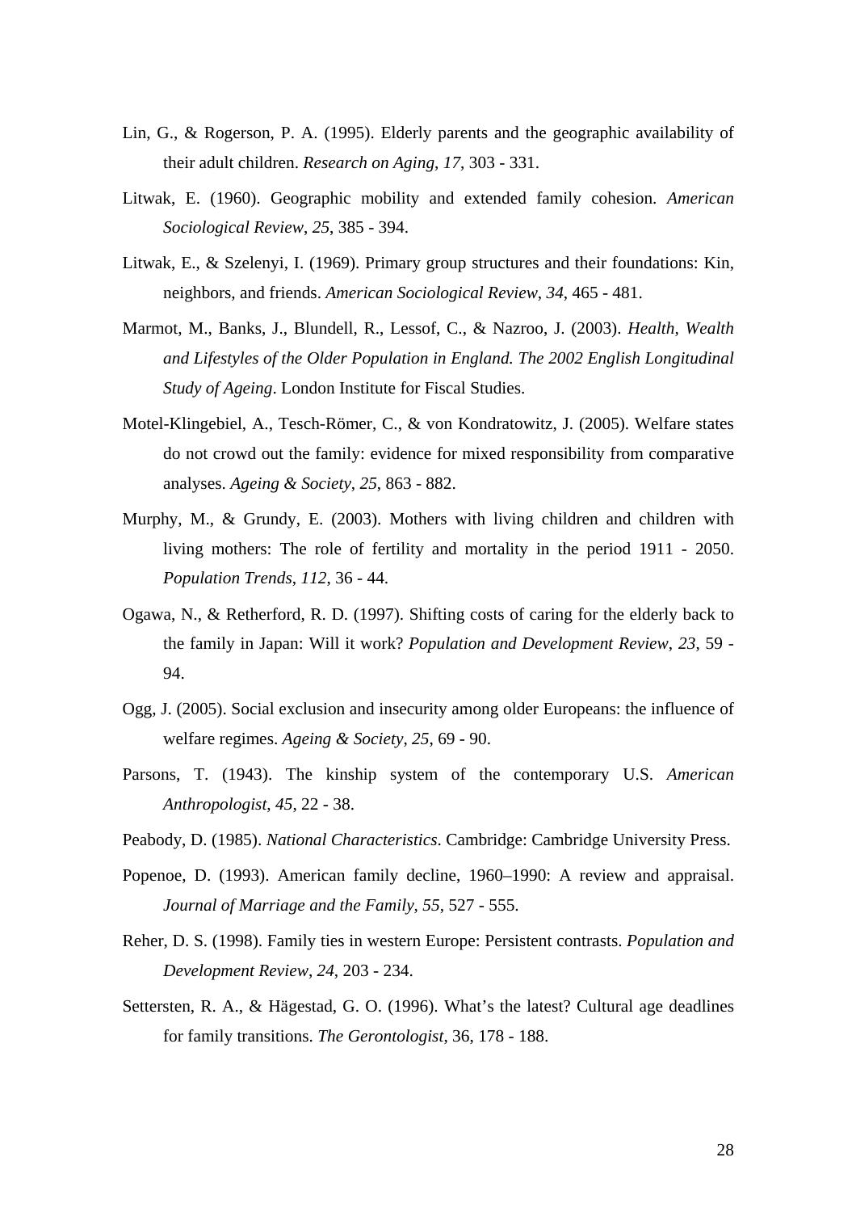Lin, G., & Rogerson, P. A. (1995). Elderly parents and the geographic availability of their adult children. *Research on Aging, 17*, 303 - 331.

Litwak, E. (1960). Geographic mobility and extended family cohesion. *American Sociological Review*, *25*, 385 - 394.

Litwak, E., & Szelenyi, I. (1969). Primary group structures and their foundations: Kin, neighbors, and friends. *American Sociological Review*, *34*, 465 - 481.

Marmot, M., Banks, J., Blundell, R., Lessof, C., & Nazroo, J. (2003). *Health, Wealth and Lifestyles of the Older Population in England. The 2002 English Longitudinal Study of Ageing*. London Institute for Fiscal Studies.

Motel-Klingebiel, A., Tesch-Römer, C., & von Kondratowitz, J. (2005). Welfare states do not crowd out the family: evidence for mixed responsibility from comparative analyses. *Ageing & Society*, *25*, 863 - 882.

Murphy, M., & Grundy, E. (2003). Mothers with living children and children with living mothers: The role of fertility and mortality in the period 1911 - 2050. *Population Trends*, *112*, 36 - 44.

Ogawa, N., & Retherford, R. D. (1997). Shifting costs of caring for the elderly back to the family in Japan: Will it work? *Population and Development Review*, *23*, 59 - 94.

Ogg, J. (2005). Social exclusion and insecurity among older Europeans: the influence of welfare regimes. *Ageing & Society*, *25*, 69 - 90.

Parsons, T. (1943). The kinship system of the contemporary U.S. *American Anthropologist*, *45*, 22 - 38.

Peabody, D. (1985). *National Characteristics*. Cambridge: Cambridge University Press.

Popenoe, D. (1993). American family decline, 1960–1990: A review and appraisal. *Journal of Marriage and the Family*, *55*, 527 - 555.

Reher, D. S. (1998). Family ties in western Europe: Persistent contrasts. *Population and Development Review*, *24*, 203 - 234.

Settersten, R. A., & Hägestad, G. O. (1996). What's the latest? Cultural age deadlines for family transitions. *The Gerontologist*, 36, 178 - 188.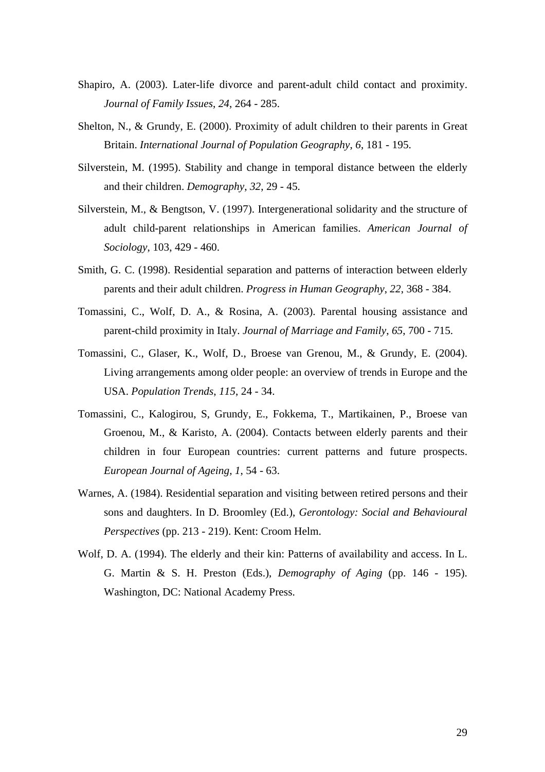Shapiro, A. (2003). Later-life divorce and parent-adult child contact and proximity. *Journal of Family Issues*, *24*, 264 - 285.

Shelton, N., & Grundy, E. (2000). Proximity of adult children to their parents in Great Britain. *International Journal of Population Geography*, *6*, 181 - 195.

Silverstein, M. (1995). Stability and change in temporal distance between the elderly and their children. *Demography*, *32*, 29 - 45.

Silverstein, M., & Bengtson, V. (1997). Intergenerational solidarity and the structure of adult child-parent relationships in American families. *American Journal of Sociology*, 103, 429 - 460.

Smith, G. C. (1998). Residential separation and patterns of interaction between elderly parents and their adult children. *Progress in Human Geography*, *22*, 368 - 384.

Tomassini, C., Wolf, D. A., & Rosina, A. (2003). Parental housing assistance and parent-child proximity in Italy. *Journal of Marriage and Family*, *65*, 700 - 715.

Tomassini, C., Glaser, K., Wolf, D., Broese van Grenou, M., & Grundy, E. (2004). Living arrangements among older people: an overview of trends in Europe and the USA. *Population Trends*, *115*, 24 - 34.

Tomassini, C., Kalogirou, S, Grundy, E., Fokkema, T., Martikainen, P., Broese van Groenou, M., & Karisto, A. (2004). Contacts between elderly parents and their children in four European countries: current patterns and future prospects. *European Journal of Ageing*, *1*, 54 - 63.

Warnes, A. (1984). Residential separation and visiting between retired persons and their sons and daughters. In D. Broomley (Ed.), *Gerontology: Social and Behavioural Perspectives* (pp. 213 - 219). Kent: Croom Helm.

Wolf, D. A. (1994). The elderly and their kin: Patterns of availability and access. In L. G. Martin & S. H. Preston (Eds.), *Demography of Aging* (pp. 146 - 195). Washington, DC: National Academy Press.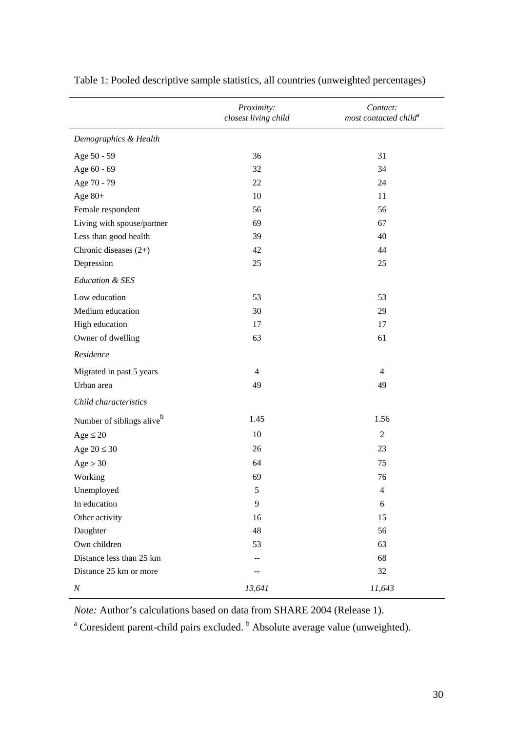Table 1: Pooled descriptive sample statistics, all countries (unweighted percentages)

| | *Proximity: closest living child* | *Contact: most contacted child*[a] |
|---|---|---|
| *Demographics & Health* | | |
| Age 50 - 59 | 36 | 31 |
| Age 60 - 69 | 32 | 34 |
| Age 70 - 79 | 22 | 24 |
| Age 80+ | 10 | 11 |
| Female respondent | 56 | 56 |
| Living with spouse/partner | 69 | 67 |
| Less than good health | 39 | 40 |
| Chronic diseases (2+) | 42 | 44 |
| Depression | 25 | 25 |
| *Education & SES* | | |
| Low education | 53 | 53 |
| Medium education | 30 | 29 |
| High education | 17 | 17 |
| Owner of dwelling | 63 | 61 |
| *Residence* | | |
| Migrated in past 5 years | 4 | 4 |
| Urban area | 49 | 49 |
| *Child characteristics* | | |
| Number of siblings alive[b] | 1.45 | 1.56 |
| Age $\leq 20$ | 10 | 2 |
| Age $20 \leq 30$ | 26 | 23 |
| Age $> 30$ | 64 | 75 |
| Working | 69 | 76 |
| Unemployed | 5 | 4 |
| In education | 9 | 6 |
| Other activity | 16 | 15 |
| Daughter | 48 | 56 |
| Own children | 53 | 63 |
| Distance less than 25 km | -- | 68 |
| Distance 25 km or more | -- | 32 |
| *N* | *13,641* | *11,643* |

*Note:* Author's calculations based on data from SHARE 2004 (Release 1).

[a] Coresident parent-child pairs excluded. [b] Absolute average value (unweighted).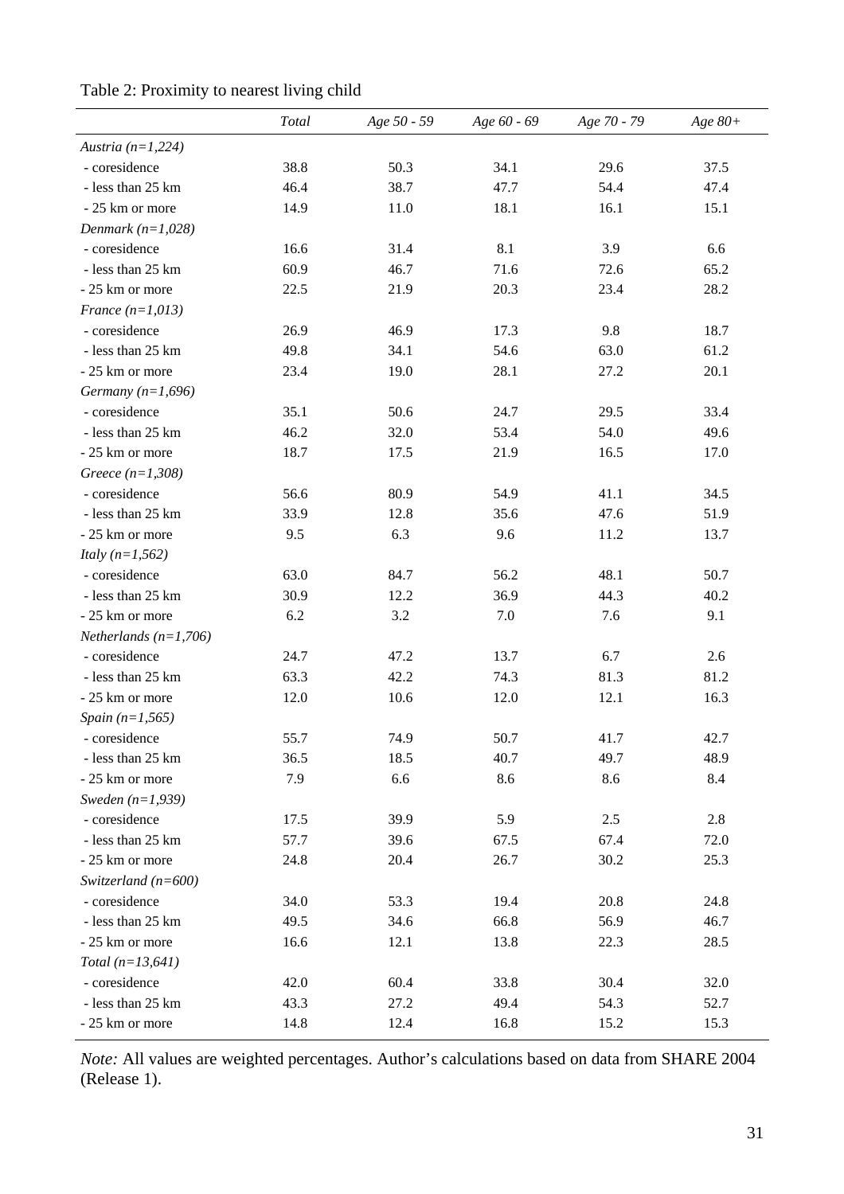Table 2: Proximity to nearest living child

| | *Total* | *Age 50 - 59* | *Age 60 - 69* | *Age 70 - 79* | *Age 80+* |
|---|---|---|---|---|---|
| *Austria (n=1,224)* | | | | | |
| - coresidence | 38.8 | 50.3 | 34.1 | 29.6 | 37.5 |
| - less than 25 km | 46.4 | 38.7 | 47.7 | 54.4 | 47.4 |
| - 25 km or more | 14.9 | 11.0 | 18.1 | 16.1 | 15.1 |
| *Denmark (n=1,028)* | | | | | |
| - coresidence | 16.6 | 31.4 | 8.1 | 3.9 | 6.6 |
| - less than 25 km | 60.9 | 46.7 | 71.6 | 72.6 | 65.2 |
| - 25 km or more | 22.5 | 21.9 | 20.3 | 23.4 | 28.2 |
| *France (n=1,013)* | | | | | |
| - coresidence | 26.9 | 46.9 | 17.3 | 9.8 | 18.7 |
| - less than 25 km | 49.8 | 34.1 | 54.6 | 63.0 | 61.2 |
| - 25 km or more | 23.4 | 19.0 | 28.1 | 27.2 | 20.1 |
| *Germany (n=1,696)* | | | | | |
| - coresidence | 35.1 | 50.6 | 24.7 | 29.5 | 33.4 |
| - less than 25 km | 46.2 | 32.0 | 53.4 | 54.0 | 49.6 |
| - 25 km or more | 18.7 | 17.5 | 21.9 | 16.5 | 17.0 |
| *Greece (n=1,308)* | | | | | |
| - coresidence | 56.6 | 80.9 | 54.9 | 41.1 | 34.5 |
| - less than 25 km | 33.9 | 12.8 | 35.6 | 47.6 | 51.9 |
| - 25 km or more | 9.5 | 6.3 | 9.6 | 11.2 | 13.7 |
| *Italy (n=1,562)* | | | | | |
| - coresidence | 63.0 | 84.7 | 56.2 | 48.1 | 50.7 |
| - less than 25 km | 30.9 | 12.2 | 36.9 | 44.3 | 40.2 |
| - 25 km or more | 6.2 | 3.2 | 7.0 | 7.6 | 9.1 |
| *Netherlands (n=1,706)* | | | | | |
| - coresidence | 24.7 | 47.2 | 13.7 | 6.7 | 2.6 |
| - less than 25 km | 63.3 | 42.2 | 74.3 | 81.3 | 81.2 |
| - 25 km or more | 12.0 | 10.6 | 12.0 | 12.1 | 16.3 |
| *Spain (n=1,565)* | | | | | |
| - coresidence | 55.7 | 74.9 | 50.7 | 41.7 | 42.7 |
| - less than 25 km | 36.5 | 18.5 | 40.7 | 49.7 | 48.9 |
| - 25 km or more | 7.9 | 6.6 | 8.6 | 8.6 | 8.4 |
| *Sweden (n=1,939)* | | | | | |
| - coresidence | 17.5 | 39.9 | 5.9 | 2.5 | 2.8 |
| - less than 25 km | 57.7 | 39.6 | 67.5 | 67.4 | 72.0 |
| - 25 km or more | 24.8 | 20.4 | 26.7 | 30.2 | 25.3 |
| *Switzerland (n=600)* | | | | | |
| - coresidence | 34.0 | 53.3 | 19.4 | 20.8 | 24.8 |
| - less than 25 km | 49.5 | 34.6 | 66.8 | 56.9 | 46.7 |
| - 25 km or more | 16.6 | 12.1 | 13.8 | 22.3 | 28.5 |
| *Total (n=13,641)* | | | | | |
| - coresidence | 42.0 | 60.4 | 33.8 | 30.4 | 32.0 |
| - less than 25 km | 43.3 | 27.2 | 49.4 | 54.3 | 52.7 |
| - 25 km or more | 14.8 | 12.4 | 16.8 | 15.2 | 15.3 |

*Note:* All values are weighted percentages. Author's calculations based on data from SHARE 2004 (Release 1).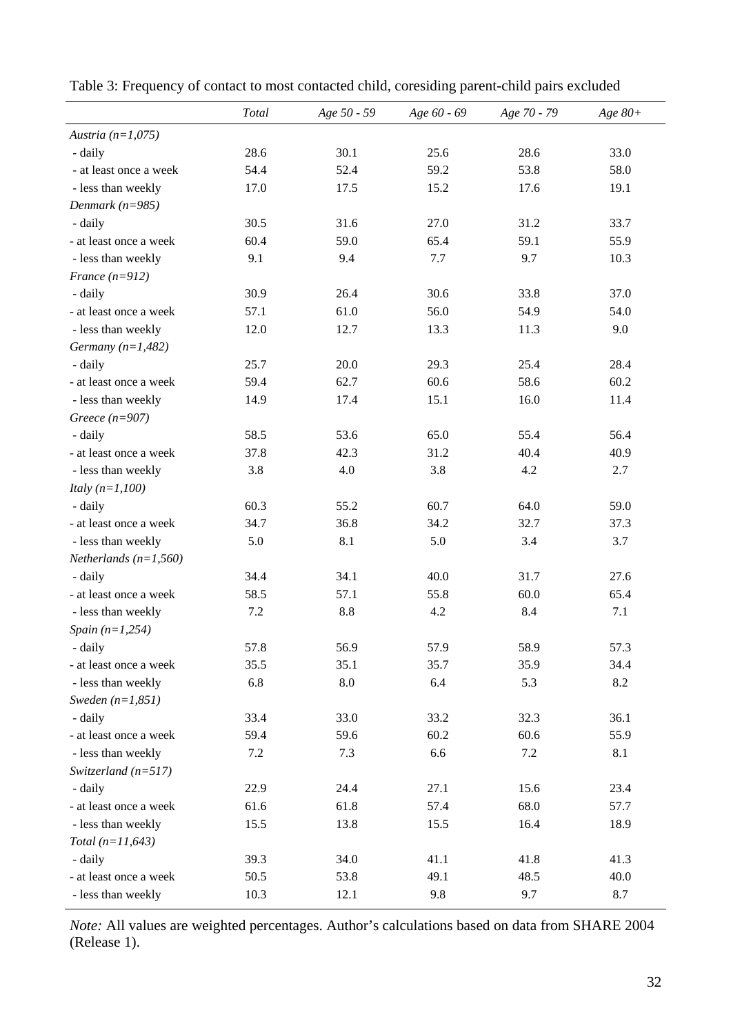Table 3: Frequency of contact to most contacted child, coresiding parent-child pairs excluded

| | *Total* | *Age 50 - 59* | *Age 60 - 69* | *Age 70 - 79* | *Age 80+* |
|---|---|---|---|---|---|
| *Austria (n=1,075)* | | | | | |
| - daily | 28.6 | 30.1 | 25.6 | 28.6 | 33.0 |
| - at least once a week | 54.4 | 52.4 | 59.2 | 53.8 | 58.0 |
| - less than weekly | 17.0 | 17.5 | 15.2 | 17.6 | 19.1 |
| *Denmark (n=985)* | | | | | |
| - daily | 30.5 | 31.6 | 27.0 | 31.2 | 33.7 |
| - at least once a week | 60.4 | 59.0 | 65.4 | 59.1 | 55.9 |
| - less than weekly | 9.1 | 9.4 | 7.7 | 9.7 | 10.3 |
| *France (n=912)* | | | | | |
| - daily | 30.9 | 26.4 | 30.6 | 33.8 | 37.0 |
| - at least once a week | 57.1 | 61.0 | 56.0 | 54.9 | 54.0 |
| - less than weekly | 12.0 | 12.7 | 13.3 | 11.3 | 9.0 |
| *Germany (n=1,482)* | | | | | |
| - daily | 25.7 | 20.0 | 29.3 | 25.4 | 28.4 |
| - at least once a week | 59.4 | 62.7 | 60.6 | 58.6 | 60.2 |
| - less than weekly | 14.9 | 17.4 | 15.1 | 16.0 | 11.4 |
| *Greece (n=907)* | | | | | |
| - daily | 58.5 | 53.6 | 65.0 | 55.4 | 56.4 |
| - at least once a week | 37.8 | 42.3 | 31.2 | 40.4 | 40.9 |
| - less than weekly | 3.8 | 4.0 | 3.8 | 4.2 | 2.7 |
| *Italy (n=1,100)* | | | | | |
| - daily | 60.3 | 55.2 | 60.7 | 64.0 | 59.0 |
| - at least once a week | 34.7 | 36.8 | 34.2 | 32.7 | 37.3 |
| - less than weekly | 5.0 | 8.1 | 5.0 | 3.4 | 3.7 |
| *Netherlands (n=1,560)* | | | | | |
| - daily | 34.4 | 34.1 | 40.0 | 31.7 | 27.6 |
| - at least once a week | 58.5 | 57.1 | 55.8 | 60.0 | 65.4 |
| - less than weekly | 7.2 | 8.8 | 4.2 | 8.4 | 7.1 |
| *Spain (n=1,254)* | | | | | |
| - daily | 57.8 | 56.9 | 57.9 | 58.9 | 57.3 |
| - at least once a week | 35.5 | 35.1 | 35.7 | 35.9 | 34.4 |
| - less than weekly | 6.8 | 8.0 | 6.4 | 5.3 | 8.2 |
| *Sweden (n=1,851)* | | | | | |
| - daily | 33.4 | 33.0 | 33.2 | 32.3 | 36.1 |
| - at least once a week | 59.4 | 59.6 | 60.2 | 60.6 | 55.9 |
| - less than weekly | 7.2 | 7.3 | 6.6 | 7.2 | 8.1 |
| *Switzerland (n=517)* | | | | | |
| - daily | 22.9 | 24.4 | 27.1 | 15.6 | 23.4 |
| - at least once a week | 61.6 | 61.8 | 57.4 | 68.0 | 57.7 |
| - less than weekly | 15.5 | 13.8 | 15.5 | 16.4 | 18.9 |
| *Total (n=11,643)* | | | | | |
| - daily | 39.3 | 34.0 | 41.1 | 41.8 | 41.3 |
| - at least once a week | 50.5 | 53.8 | 49.1 | 48.5 | 40.0 |
| - less than weekly | 10.3 | 12.1 | 9.8 | 9.7 | 8.7 |

*Note:* All values are weighted percentages. Author's calculations based on data from SHARE 2004 (Release 1).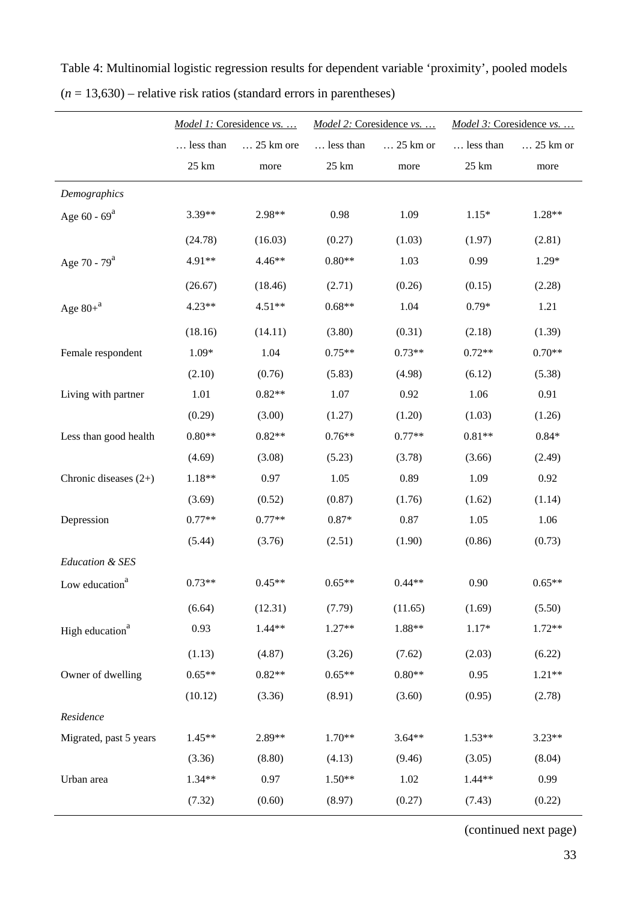Table 4: Multinomial logistic regression results for dependent variable ‘proximity’, pooled models ($n$ = 13,630) – relative risk ratios (standard errors in parentheses)

| | *Model 1:* Coresidence *vs.* … | | *Model 2:* Coresidence *vs.* … | | *Model 3:* Coresidence *vs.* … | |
|---|---|---|---|---|---|---|
| | … less than 25 km | … 25 km ore more | … less than 25 km | … 25 km or more | … less than 25 km | … 25 km or more |
| *Demographics* | | | | | | |
| Age 60 - 69[a] | 3.39** | 2.98** | 0.98 | 1.09 | 1.15* | 1.28** |
| | (24.78) | (16.03) | (0.27) | (1.03) | (1.97) | (2.81) |
| Age 70 - 79[a] | 4.91** | 4.46** | 0.80** | 1.03 | 0.99 | 1.29* |
| | (26.67) | (18.46) | (2.71) | (0.26) | (0.15) | (2.28) |
| Age 80+[a] | 4.23** | 4.51** | 0.68** | 1.04 | 0.79* | 1.21 |
| | (18.16) | (14.11) | (3.80) | (0.31) | (2.18) | (1.39) |
| Female respondent | 1.09* | 1.04 | 0.75** | 0.73** | 0.72** | 0.70** |
| | (2.10) | (0.76) | (5.83) | (4.98) | (6.12) | (5.38) |
| Living with partner | 1.01 | 0.82** | 1.07 | 0.92 | 1.06 | 0.91 |
| | (0.29) | (3.00) | (1.27) | (1.20) | (1.03) | (1.26) |
| Less than good health | 0.80** | 0.82** | 0.76** | 0.77** | 0.81** | 0.84* |
| | (4.69) | (3.08) | (5.23) | (3.78) | (3.66) | (2.49) |
| Chronic diseases (2+) | 1.18** | 0.97 | 1.05 | 0.89 | 1.09 | 0.92 |
| | (3.69) | (0.52) | (0.87) | (1.76) | (1.62) | (1.14) |
| Depression | 0.77** | 0.77** | 0.87* | 0.87 | 1.05 | 1.06 |
| | (5.44) | (3.76) | (2.51) | (1.90) | (0.86) | (0.73) |
| *Education & SES* | | | | | | |
| Low education[a] | 0.73** | 0.45** | 0.65** | 0.44** | 0.90 | 0.65** |
| | (6.64) | (12.31) | (7.79) | (11.65) | (1.69) | (5.50) |
| High education[a] | 0.93 | 1.44** | 1.27** | 1.88** | 1.17* | 1.72** |
| | (1.13) | (4.87) | (3.26) | (7.62) | (2.03) | (6.22) |
| Owner of dwelling | 0.65** | 0.82** | 0.65** | 0.80** | 0.95 | 1.21** |
| | (10.12) | (3.36) | (8.91) | (3.60) | (0.95) | (2.78) |
| *Residence* | | | | | | |
| Migrated, past 5 years | 1.45** | 2.89** | 1.70** | 3.64** | 1.53** | 3.23** |
| | (3.36) | (8.80) | (4.13) | (9.46) | (3.05) | (8.04) |
| Urban area | 1.34** | 0.97 | 1.50** | 1.02 | 1.44** | 0.99 |
| | (7.32) | (0.60) | (8.97) | (0.27) | (7.43) | (0.22) |

(continued next page)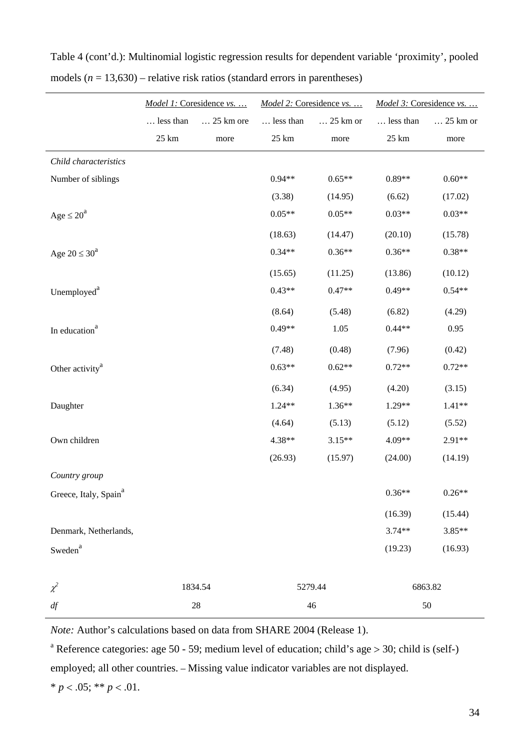Table 4 (cont'd.): Multinomial logistic regression results for dependent variable 'proximity', pooled models ($n$ = 13,630) – relative risk ratios (standard errors in parentheses)

| | *Model 1:* Coresidence *vs. …* | | *Model 2:* Coresidence *vs. …* | | *Model 3:* Coresidence *vs. …* | |
|---|---|---|---|---|---|---|
| | … less than 25 km | … 25 km ore more | … less than 25 km | … 25 km or more | … less than 25 km | … 25 km or more |
| *Child characteristics* | | | | | | |
| Number of siblings | | | 0.94** | 0.65** | 0.89** | 0.60** |
| | | | (3.38) | (14.95) | (6.62) | (17.02) |
| Age ≤ 20[a] | | | 0.05** | 0.05** | 0.03** | 0.03** |
| | | | (18.63) | (14.47) | (20.10) | (15.78) |
| Age 20 ≤ 30[a] | | | 0.34** | 0.36** | 0.36** | 0.38** |
| | | | (15.65) | (11.25) | (13.86) | (10.12) |
| Unemployed[a] | | | 0.43** | 0.47** | 0.49** | 0.54** |
| | | | (8.64) | (5.48) | (6.82) | (4.29) |
| In education[a] | | | 0.49** | 1.05 | 0.44** | 0.95 |
| | | | (7.48) | (0.48) | (7.96) | (0.42) |
| Other activity[a] | | | 0.63** | 0.62** | 0.72** | 0.72** |
| | | | (6.34) | (4.95) | (4.20) | (3.15) |
| Daughter | | | 1.24** | 1.36** | 1.29** | 1.41** |
| | | | (4.64) | (5.13) | (5.12) | (5.52) |
| Own children | | | 4.38** | 3.15** | 4.09** | 2.91** |
| | | | (26.93) | (15.97) | (24.00) | (14.19) |
| *Country group* | | | | | | |
| Greece, Italy, Spain[a] | | | | | 0.36** | 0.26** |
| | | | | | (16.39) | (15.44) |
| Denmark, Netherlands, Sweden[a] | | | | | 3.74** | 3.85** |
| | | | | | (19.23) | (16.93) |
| $\chi^2$ | 1834.54 | | 5279.44 | | 6863.82 | |
| *df* | 28 | | 46 | | 50 | |

*Note:* Author's calculations based on data from SHARE 2004 (Release 1).

[a] Reference categories: age 50 - 59; medium level of education; child's age > 30; child is (self-) employed; all other countries. – Missing value indicator variables are not displayed.

* $p < .05$; ** $p < .01$.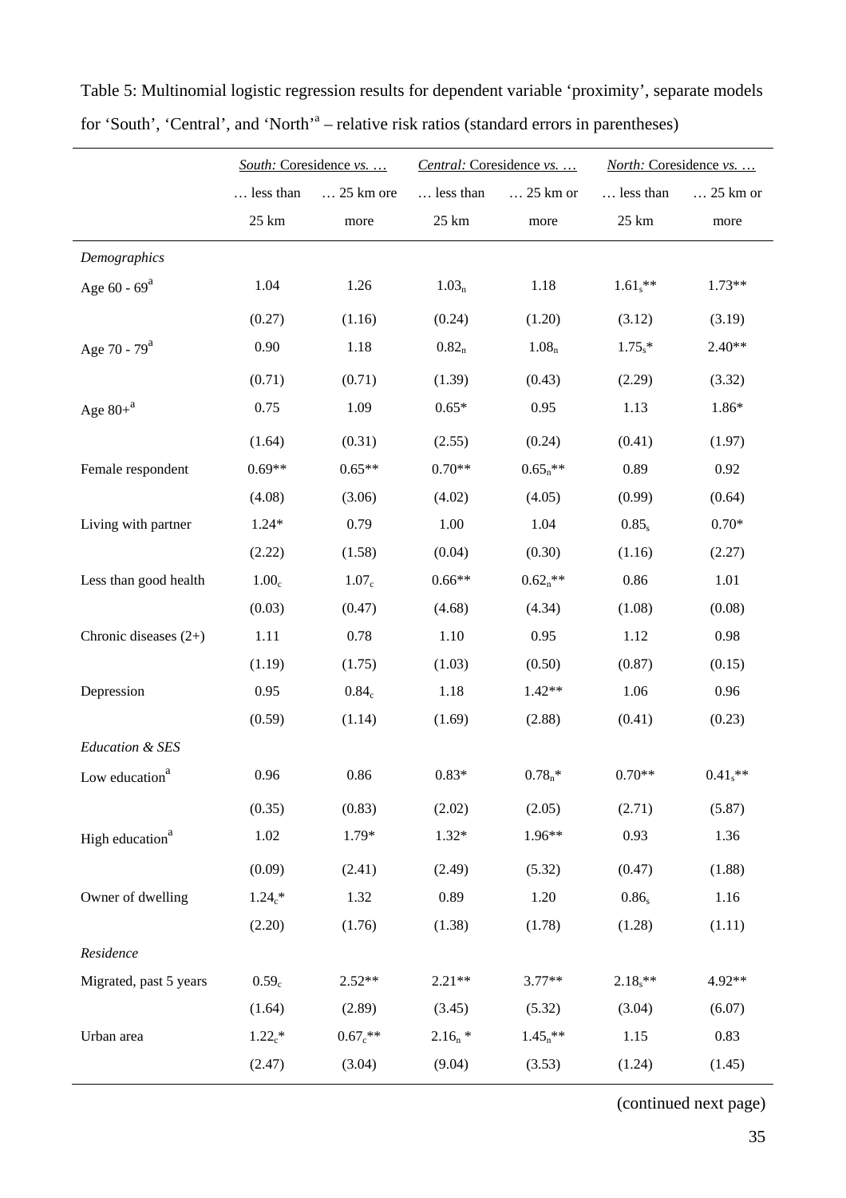Table 5: Multinomial logistic regression results for dependent variable 'proximity', separate models for 'South', 'Central', and 'North'[a] – relative risk ratios (standard errors in parentheses)

| | *South:* Coresidence *vs.* … | | *Central:* Coresidence *vs.* … | | *North:* Coresidence *vs.* … | |
|---|---|---|---|---|---|---|
| | … less than 25 km | … 25 km ore more | … less than 25 km | … 25 km or more | … less than 25 km | … 25 km or more |
| *Demographics* | | | | | | |
| Age 60 - 69[a] | 1.04 | 1.26 | $1.03_n$ | 1.18 | $1.61_s$** | 1.73** |
| | (0.27) | (1.16) | (0.24) | (1.20) | (3.12) | (3.19) |
| Age 70 - 79[a] | 0.90 | 1.18 | $0.82_n$ | $1.08_n$ | $1.75_s$* | 2.40** |
| | (0.71) | (0.71) | (1.39) | (0.43) | (2.29) | (3.32) |
| Age 80+[a] | 0.75 | 1.09 | 0.65* | 0.95 | 1.13 | 1.86* |
| | (1.64) | (0.31) | (2.55) | (0.24) | (0.41) | (1.97) |
| Female respondent | 0.69** | 0.65** | 0.70** | $0.65_n$** | 0.89 | 0.92 |
| | (4.08) | (3.06) | (4.02) | (4.05) | (0.99) | (0.64) |
| Living with partner | 1.24* | 0.79 | 1.00 | 1.04 | $0.85_s$ | 0.70* |
| | (2.22) | (1.58) | (0.04) | (0.30) | (1.16) | (2.27) |
| Less than good health | $1.00_c$ | $1.07_c$ | 0.66** | $0.62_n$** | 0.86 | 1.01 |
| | (0.03) | (0.47) | (4.68) | (4.34) | (1.08) | (0.08) |
| Chronic diseases (2+) | 1.11 | 0.78 | 1.10 | 0.95 | 1.12 | 0.98 |
| | (1.19) | (1.75) | (1.03) | (0.50) | (0.87) | (0.15) |
| Depression | 0.95 | $0.84_c$ | 1.18 | 1.42** | 1.06 | 0.96 |
| | (0.59) | (1.14) | (1.69) | (2.88) | (0.41) | (0.23) |
| *Education & SES* | | | | | | |
| Low education[a] | 0.96 | 0.86 | 0.83* | $0.78_n$* | 0.70** | $0.41_s$** |
| | (0.35) | (0.83) | (2.02) | (2.05) | (2.71) | (5.87) |
| High education[a] | 1.02 | 1.79* | 1.32* | 1.96** | 0.93 | 1.36 |
| | (0.09) | (2.41) | (2.49) | (5.32) | (0.47) | (1.88) |
| Owner of dwelling | $1.24_c$* | 1.32 | 0.89 | 1.20 | $0.86_s$ | 1.16 |
| | (2.20) | (1.76) | (1.38) | (1.78) | (1.28) | (1.11) |
| *Residence* | | | | | | |
| Migrated, past 5 years | $0.59_c$ | 2.52** | 2.21** | 3.77** | $2.18_s$** | 4.92** |
| | (1.64) | (2.89) | (3.45) | (5.32) | (3.04) | (6.07) |
| Urban area | $1.22_c$* | $0.67_c$** | $2.16_n$ * | $1.45_n$** | 1.15 | 0.83 |
| | (2.47) | (3.04) | (9.04) | (3.53) | (1.24) | (1.45) |

(continued next page)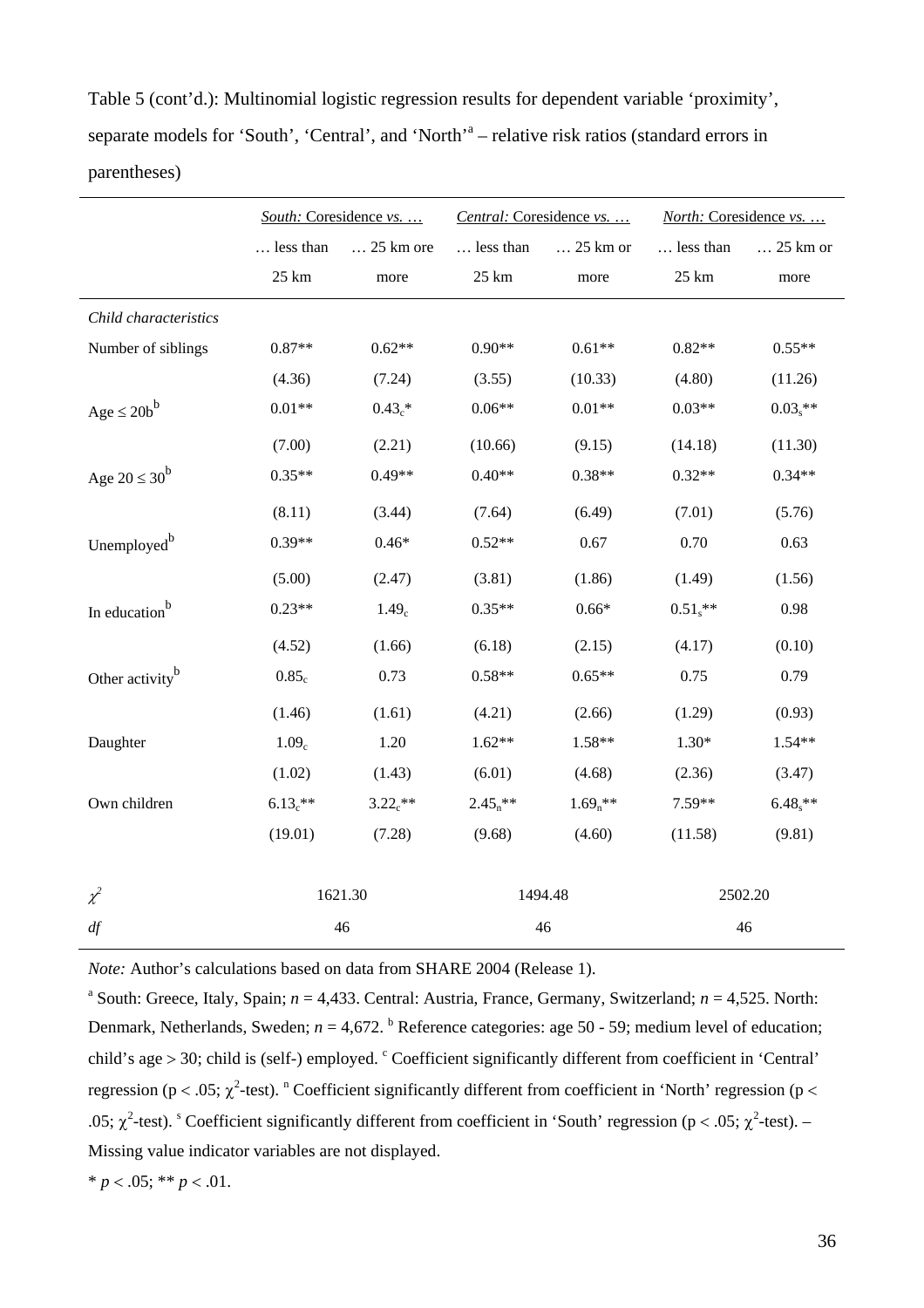Table 5 (cont'd.): Multinomial logistic regression results for dependent variable 'proximity', separate models for 'South', 'Central', and 'North'[a] – relative risk ratios (standard errors in parentheses)

| | *South:* Coresidence *vs. …* | | *Central:* Coresidence *vs. …* | | *North:* Coresidence *vs. …* | |
|---|---|---|---|---|---|---|
| | … less than 25 km | … 25 km ore more | … less than 25 km | … 25 km or more | … less than 25 km | … 25 km or more |
| *Child characteristics* | | | | | | |
| Number of siblings | 0.87** | 0.62** | 0.90** | 0.61** | 0.82** | 0.55** |
| | (4.36) | (7.24) | (3.55) | (10.33) | (4.80) | (11.26) |
| Age ≤ 20b[b] | 0.01** | $0.43_c$* | 0.06** | 0.01** | 0.03** | $0.03_s$** |
| | (7.00) | (2.21) | (10.66) | (9.15) | (14.18) | (11.30) |
| Age 20 ≤ 30[b] | 0.35** | 0.49** | 0.40** | 0.38** | 0.32** | 0.34** |
| | (8.11) | (3.44) | (7.64) | (6.49) | (7.01) | (5.76) |
| Unemployed[b] | 0.39** | 0.46* | 0.52** | 0.67 | 0.70 | 0.63 |
| | (5.00) | (2.47) | (3.81) | (1.86) | (1.49) | (1.56) |
| In education[b] | 0.23** | $1.49_c$ | 0.35** | 0.66* | $0.51_s$** | 0.98 |
| | (4.52) | (1.66) | (6.18) | (2.15) | (4.17) | (0.10) |
| Other activity[b] | $0.85_c$ | 0.73 | 0.58** | 0.65** | 0.75 | 0.79 |
| | (1.46) | (1.61) | (4.21) | (2.66) | (1.29) | (0.93) |
| Daughter | $1.09_c$ | 1.20 | 1.62** | 1.58** | 1.30* | 1.54** |
| | (1.02) | (1.43) | (6.01) | (4.68) | (2.36) | (3.47) |
| Own children | $6.13_c$** | $3.22_c$** | $2.45_n$** | $1.69_n$** | 7.59** | $6.48_s$** |
| | (19.01) | (7.28) | (9.68) | (4.60) | (11.58) | (9.81) |
| $\chi^2$ | 1621.30 | | 1494.48 | | 2502.20 | |
| *df* | 46 | | 46 | | 46 | |

*Note:* Author's calculations based on data from SHARE 2004 (Release 1).

[a] South: Greece, Italy, Spain; $n$ = 4,433. Central: Austria, France, Germany, Switzerland; $n$ = 4,525. North: Denmark, Netherlands, Sweden; $n$ = 4,672. [b] Reference categories: age 50 - 59; medium level of education; child's age > 30; child is (self-) employed. [c] Coefficient significantly different from coefficient in 'Central' regression ($p < .05$; $\chi^2$-test). [n] Coefficient significantly different from coefficient in 'North' regression ($p < .05$; $\chi^2$-test). [s] Coefficient significantly different from coefficient in 'South' regression ($p < .05$; $\chi^2$-test). – Missing value indicator variables are not displayed.

* $p < .05$; ** $p < .01$.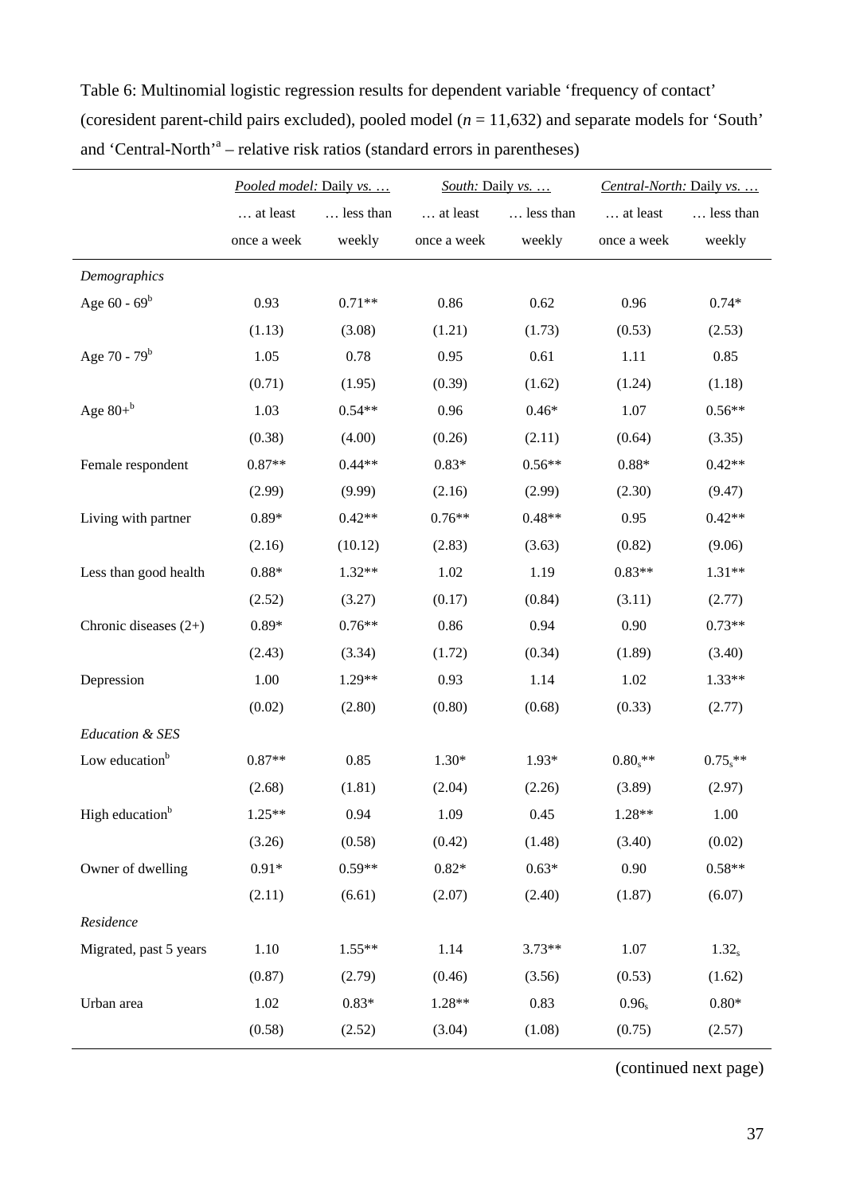Table 6: Multinomial logistic regression results for dependent variable 'frequency of contact' (coresident parent-child pairs excluded), pooled model ($n$ = 11,632) and separate models for 'South' and 'Central-North'[a] – relative risk ratios (standard errors in parentheses)

| | *Pooled model:* Daily *vs.* … | | *South:* Daily *vs.* … | | *Central-North:* Daily *vs.* … | |
|---|---|---|---|---|---|---|
| | … at least once a week | … less than weekly | … at least once a week | … less than weekly | … at least once a week | … less than weekly |
| *Demographics* | | | | | | |
| Age 60 - 69[b] | 0.93 | 0.71** | 0.86 | 0.62 | 0.96 | 0.74* |
| | (1.13) | (3.08) | (1.21) | (1.73) | (0.53) | (2.53) |
| Age 70 - 79[b] | 1.05 | 0.78 | 0.95 | 0.61 | 1.11 | 0.85 |
| | (0.71) | (1.95) | (0.39) | (1.62) | (1.24) | (1.18) |
| Age 80+[b] | 1.03 | 0.54** | 0.96 | 0.46* | 1.07 | 0.56** |
| | (0.38) | (4.00) | (0.26) | (2.11) | (0.64) | (3.35) |
| Female respondent | 0.87** | 0.44** | 0.83* | 0.56** | 0.88* | 0.42** |
| | (2.99) | (9.99) | (2.16) | (2.99) | (2.30) | (9.47) |
| Living with partner | 0.89* | 0.42** | 0.76** | 0.48** | 0.95 | 0.42** |
| | (2.16) | (10.12) | (2.83) | (3.63) | (0.82) | (9.06) |
| Less than good health | 0.88* | 1.32** | 1.02 | 1.19 | 0.83** | 1.31** |
| | (2.52) | (3.27) | (0.17) | (0.84) | (3.11) | (2.77) |
| Chronic diseases (2+) | 0.89* | 0.76** | 0.86 | 0.94 | 0.90 | 0.73** |
| | (2.43) | (3.34) | (1.72) | (0.34) | (1.89) | (3.40) |
| Depression | 1.00 | 1.29** | 0.93 | 1.14 | 1.02 | 1.33** |
| | (0.02) | (2.80) | (0.80) | (0.68) | (0.33) | (2.77) |
| *Education & SES* | | | | | | |
| Low education[b] | 0.87** | 0.85 | 1.30* | 1.93* | $0.80_s$** | $0.75_s$** |
| | (2.68) | (1.81) | (2.04) | (2.26) | (3.89) | (2.97) |
| High education[b] | 1.25** | 0.94 | 1.09 | 0.45 | 1.28** | 1.00 |
| | (3.26) | (0.58) | (0.42) | (1.48) | (3.40) | (0.02) |
| Owner of dwelling | 0.91* | 0.59** | 0.82* | 0.63* | 0.90 | 0.58** |
| | (2.11) | (6.61) | (2.07) | (2.40) | (1.87) | (6.07) |
| *Residence* | | | | | | |
| Migrated, past 5 years | 1.10 | 1.55** | 1.14 | 3.73** | 1.07 | $1.32_s$ |
| | (0.87) | (2.79) | (0.46) | (3.56) | (0.53) | (1.62) |
| Urban area | 1.02 | 0.83* | 1.28** | 0.83 | $0.96_s$ | 0.80* |
| | (0.58) | (2.52) | (3.04) | (1.08) | (0.75) | (2.57) |

(continued next page)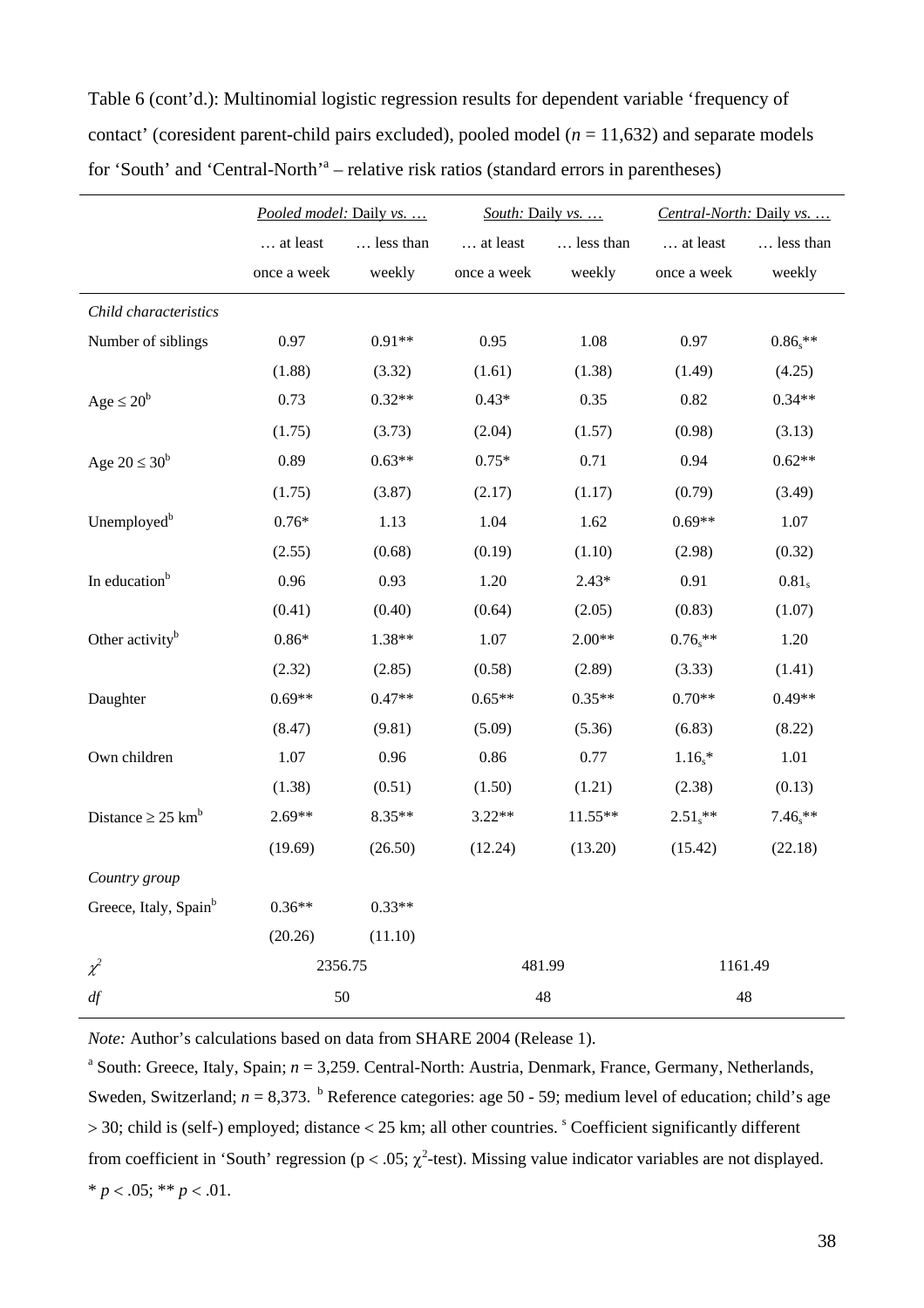Table 6 (cont'd.): Multinomial logistic regression results for dependent variable 'frequency of contact' (coresident parent-child pairs excluded), pooled model ($n$ = 11,632) and separate models for 'South' and 'Central-North'[a] – relative risk ratios (standard errors in parentheses)

| | *Pooled model:* Daily *vs. …* | | *South:* Daily *vs. …* | | *Central-North:* Daily *vs. …* | |
|---|---|---|---|---|---|---|
| | … at least once a week | … less than weekly | … at least once a week | … less than weekly | … at least once a week | … less than weekly |
| *Child characteristics* | | | | | | |
| Number of siblings | 0.97 | 0.91** | 0.95 | 1.08 | 0.97 | $0.86_s$** |
| | (1.88) | (3.32) | (1.61) | (1.38) | (1.49) | (4.25) |
| Age ≤ 20[b] | 0.73 | 0.32** | 0.43* | 0.35 | 0.82 | 0.34** |
| | (1.75) | (3.73) | (2.04) | (1.57) | (0.98) | (3.13) |
| Age 20 ≤ 30[b] | 0.89 | 0.63** | 0.75* | 0.71 | 0.94 | 0.62** |
| | (1.75) | (3.87) | (2.17) | (1.17) | (0.79) | (3.49) |
| Unemployed[b] | 0.76* | 1.13 | 1.04 | 1.62 | 0.69** | 1.07 |
| | (2.55) | (0.68) | (0.19) | (1.10) | (2.98) | (0.32) |
| In education[b] | 0.96 | 0.93 | 1.20 | 2.43* | 0.91 | $0.81_s$ |
| | (0.41) | (0.40) | (0.64) | (2.05) | (0.83) | (1.07) |
| Other activity[b] | 0.86* | 1.38** | 1.07 | 2.00** | $0.76_s$** | 1.20 |
| | (2.32) | (2.85) | (0.58) | (2.89) | (3.33) | (1.41) |
| Daughter | 0.69** | 0.47** | 0.65** | 0.35** | 0.70** | 0.49** |
| | (8.47) | (9.81) | (5.09) | (5.36) | (6.83) | (8.22) |
| Own children | 1.07 | 0.96 | 0.86 | 0.77 | $1.16_s$* | 1.01 |
| | (1.38) | (0.51) | (1.50) | (1.21) | (2.38) | (0.13) |
| Distance ≥ 25 km[b] | 2.69** | 8.35** | 3.22** | 11.55** | $2.51_s$** | $7.46_s$** |
| | (19.69) | (26.50) | (12.24) | (13.20) | (15.42) | (22.18) |
| *Country group* | | | | | | |
| Greece, Italy, Spain[b] | 0.36** | 0.33** | | | | |
| | (20.26) | (11.10) | | | | |
| $\chi^2$ | 2356.75 | | 481.99 | | 1161.49 | |
| *df* | 50 | | 48 | | 48 | |

*Note:* Author's calculations based on data from SHARE 2004 (Release 1).

[a] South: Greece, Italy, Spain; $n$ = 3,259. Central-North: Austria, Denmark, France, Germany, Netherlands, Sweden, Switzerland; $n$ = 8,373. [b] Reference categories: age 50 - 59; medium level of education; child's age > 30; child is (self-) employed; distance < 25 km; all other countries. [s] Coefficient significantly different from coefficient in 'South' regression ($p < .05$; $\chi^2$-test). Missing value indicator variables are not displayed.

* $p < .05$; ** $p < .01$.